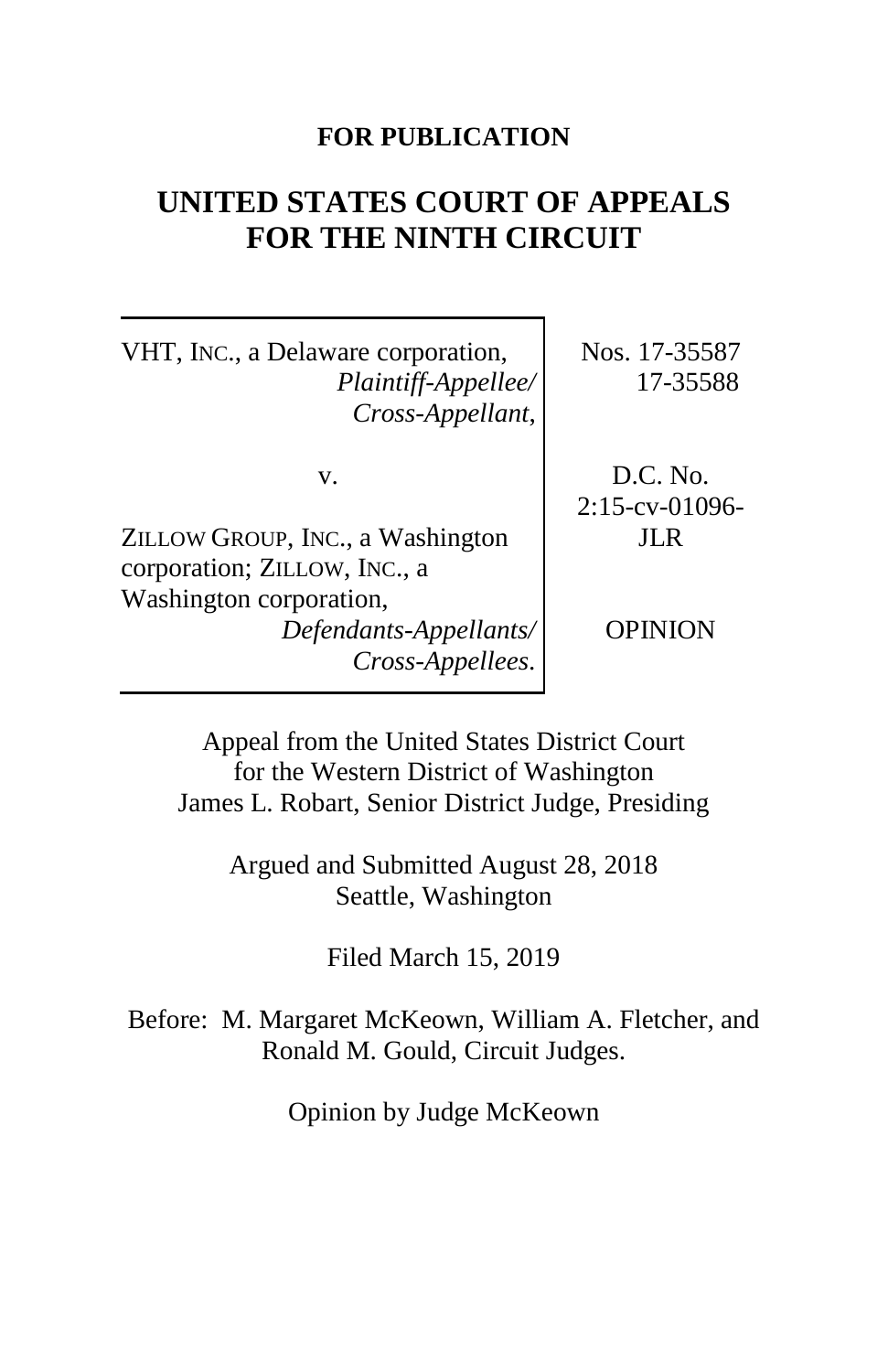**FOR PUBLICATION**

# UNITED STATES COURT OF APPEALS FOR THE NINTH CIRCUIT

| | |
|---|---|
| VHT, INC., a Delaware corporation, *Plaintiff-Appellee/ Cross-Appellant*, | Nos. 17-35587 17-35588 |
| v. | D.C. No. 2:15-cv-01096-JLR |
| ZILLOW GROUP, INC., a Washington corporation; ZILLOW, INC., a Washington corporation, *Defendants-Appellants/ Cross-Appellees*. | OPINION |

Appeal from the United States District Court for the Western District of Washington
James L. Robart, Senior District Judge, Presiding

Argued and Submitted August 28, 2018
Seattle, Washington

Filed March 15, 2019

Before: M. Margaret McKeown, William A. Fletcher, and Ronald M. Gould, Circuit Judges.

Opinion by Judge McKeown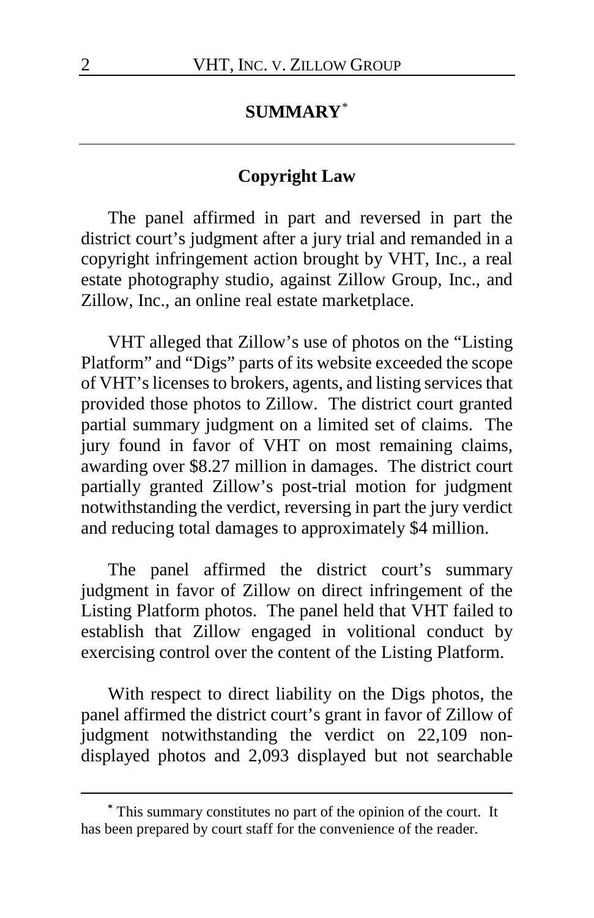## SUMMARY[*]

### Copyright Law

The panel affirmed in part and reversed in part the district court's judgment after a jury trial and remanded in a copyright infringement action brought by VHT, Inc., a real estate photography studio, against Zillow Group, Inc., and Zillow, Inc., an online real estate marketplace.

VHT alleged that Zillow's use of photos on the "Listing Platform" and "Digs" parts of its website exceeded the scope of VHT's licenses to brokers, agents, and listing services that provided those photos to Zillow. The district court granted partial summary judgment on a limited set of claims. The jury found in favor of VHT on most remaining claims, awarding over $8.27 million in damages. The district court partially granted Zillow's post-trial motion for judgment notwithstanding the verdict, reversing in part the jury verdict and reducing total damages to approximately $4 million.

The panel affirmed the district court's summary judgment in favor of Zillow on direct infringement of the Listing Platform photos. The panel held that VHT failed to establish that Zillow engaged in volitional conduct by exercising control over the content of the Listing Platform.

With respect to direct liability on the Digs photos, the panel affirmed the district court's grant in favor of Zillow of judgment notwithstanding the verdict on 22,109 non-displayed photos and 2,093 displayed but not searchable

[*] This summary constitutes no part of the opinion of the court. It has been prepared by court staff for the convenience of the reader.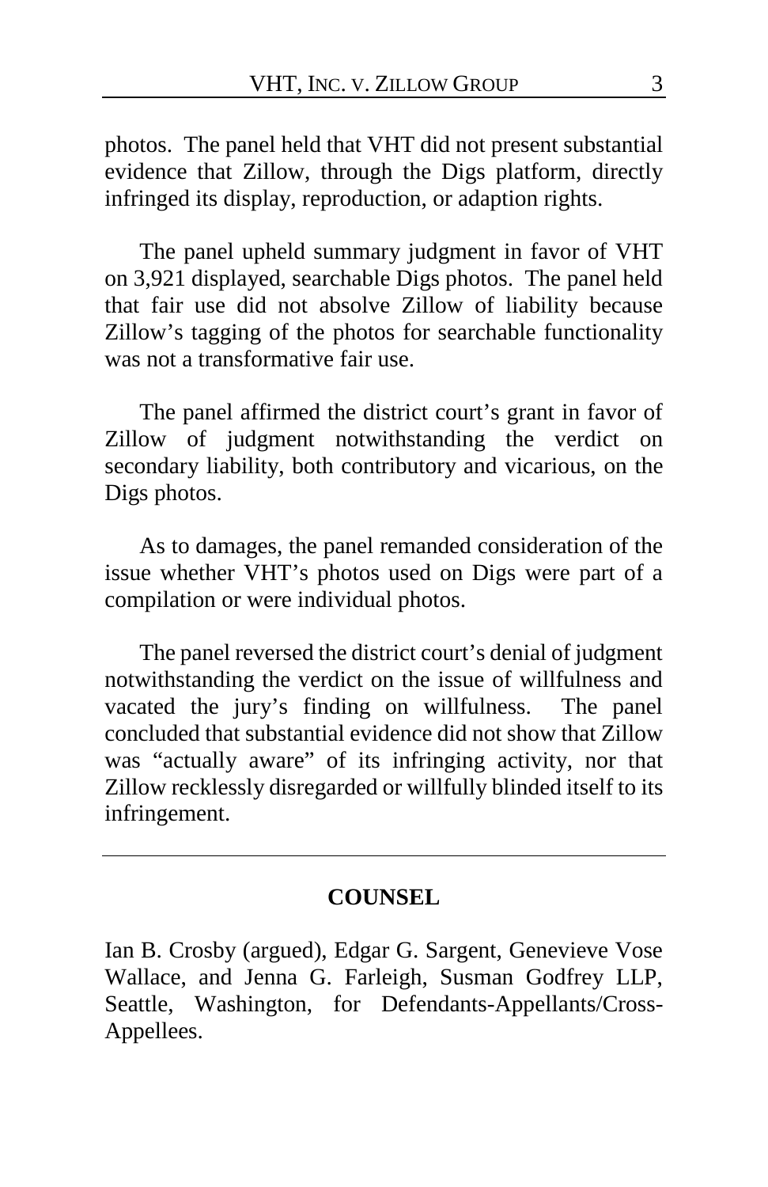photos. The panel held that VHT did not present substantial evidence that Zillow, through the Digs platform, directly infringed its display, reproduction, or adaption rights.

The panel upheld summary judgment in favor of VHT on 3,921 displayed, searchable Digs photos. The panel held that fair use did not absolve Zillow of liability because Zillow's tagging of the photos for searchable functionality was not a transformative fair use.

The panel affirmed the district court's grant in favor of Zillow of judgment notwithstanding the verdict on secondary liability, both contributory and vicarious, on the Digs photos.

As to damages, the panel remanded consideration of the issue whether VHT's photos used on Digs were part of a compilation or were individual photos.

The panel reversed the district court's denial of judgment notwithstanding the verdict on the issue of willfulness and vacated the jury's finding on willfulness. The panel concluded that substantial evidence did not show that Zillow was "actually aware" of its infringing activity, nor that Zillow recklessly disregarded or willfully blinded itself to its infringement.

---

## COUNSEL

Ian B. Crosby (argued), Edgar G. Sargent, Genevieve Vose Wallace, and Jenna G. Farleigh, Susman Godfrey LLP, Seattle, Washington, for Defendants-Appellants/Cross-Appellees.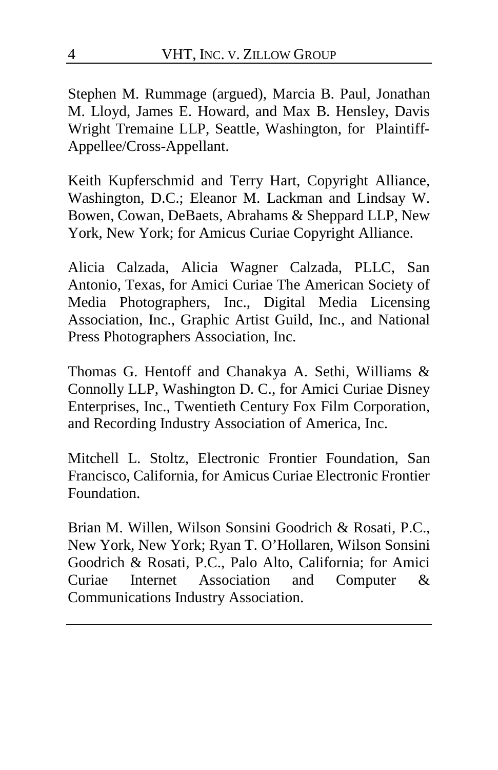Stephen M. Rummage (argued), Marcia B. Paul, Jonathan M. Lloyd, James E. Howard, and Max B. Hensley, Davis Wright Tremaine LLP, Seattle, Washington, for Plaintiff-Appellee/Cross-Appellant.

Keith Kupferschmid and Terry Hart, Copyright Alliance, Washington, D.C.; Eleanor M. Lackman and Lindsay W. Bowen, Cowan, DeBaets, Abrahams & Sheppard LLP, New York, New York; for Amicus Curiae Copyright Alliance.

Alicia Calzada, Alicia Wagner Calzada, PLLC, San Antonio, Texas, for Amici Curiae The American Society of Media Photographers, Inc., Digital Media Licensing Association, Inc., Graphic Artist Guild, Inc., and National Press Photographers Association, Inc.

Thomas G. Hentoff and Chanakya A. Sethi, Williams & Connolly LLP, Washington D. C., for Amici Curiae Disney Enterprises, Inc., Twentieth Century Fox Film Corporation, and Recording Industry Association of America, Inc.

Mitchell L. Stoltz, Electronic Frontier Foundation, San Francisco, California, for Amicus Curiae Electronic Frontier Foundation.

Brian M. Willen, Wilson Sonsini Goodrich & Rosati, P.C., New York, New York; Ryan T. O'Hollaren, Wilson Sonsini Goodrich & Rosati, P.C., Palo Alto, California; for Amici Curiae Internet Association and Computer & Communications Industry Association.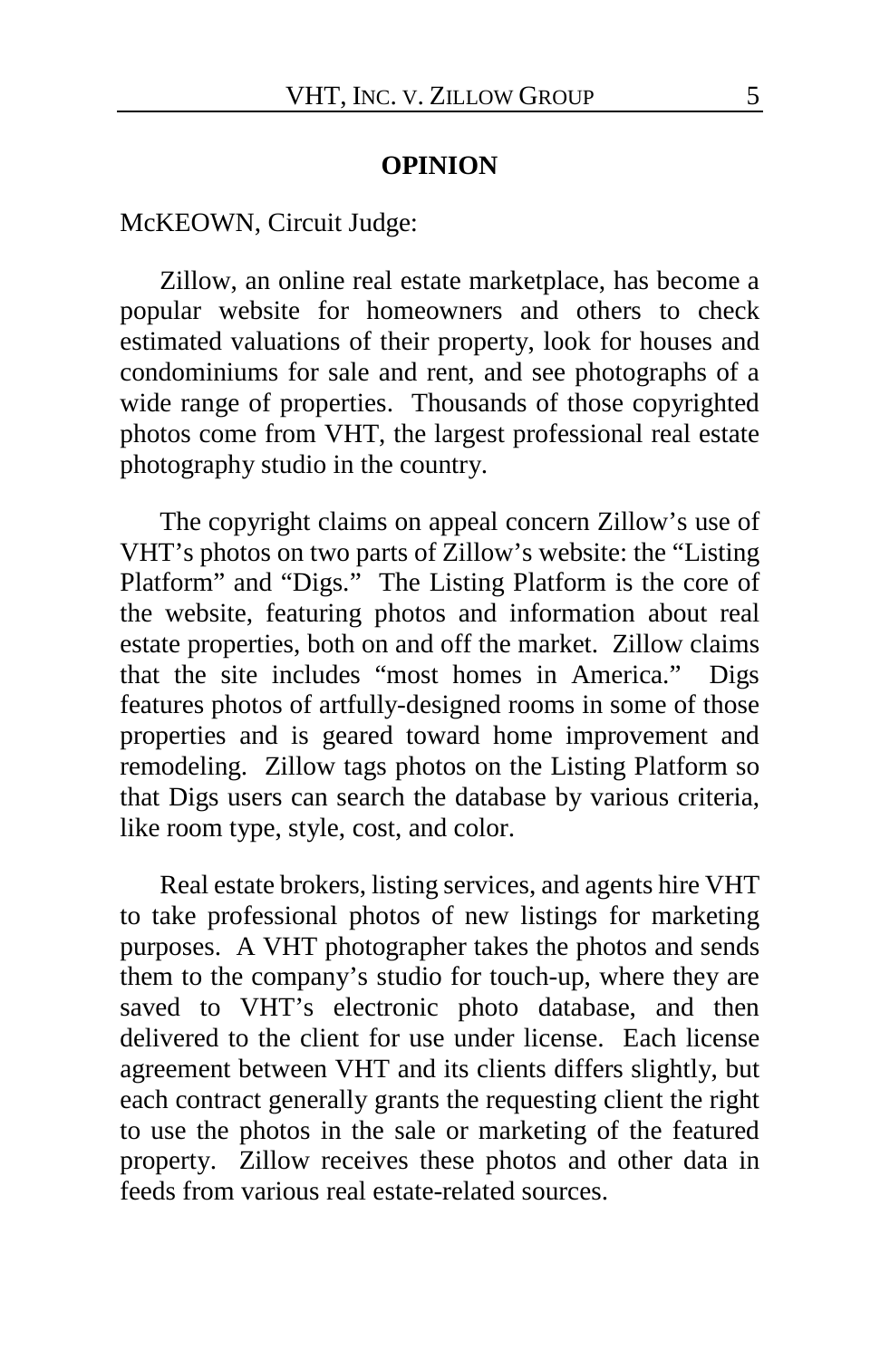## OPINION

McKEOWN, Circuit Judge:

Zillow, an online real estate marketplace, has become a popular website for homeowners and others to check estimated valuations of their property, look for houses and condominiums for sale and rent, and see photographs of a wide range of properties. Thousands of those copyrighted photos come from VHT, the largest professional real estate photography studio in the country.

The copyright claims on appeal concern Zillow's use of VHT's photos on two parts of Zillow's website: the "Listing Platform" and "Digs." The Listing Platform is the core of the website, featuring photos and information about real estate properties, both on and off the market. Zillow claims that the site includes "most homes in America." Digs features photos of artfully-designed rooms in some of those properties and is geared toward home improvement and remodeling. Zillow tags photos on the Listing Platform so that Digs users can search the database by various criteria, like room type, style, cost, and color.

Real estate brokers, listing services, and agents hire VHT to take professional photos of new listings for marketing purposes. A VHT photographer takes the photos and sends them to the company's studio for touch-up, where they are saved to VHT's electronic photo database, and then delivered to the client for use under license. Each license agreement between VHT and its clients differs slightly, but each contract generally grants the requesting client the right to use the photos in the sale or marketing of the featured property. Zillow receives these photos and other data in feeds from various real estate-related sources.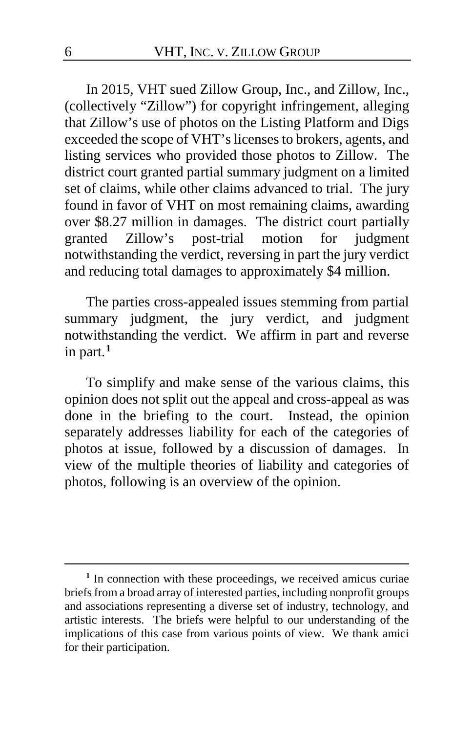In 2015, VHT sued Zillow Group, Inc., and Zillow, Inc., (collectively "Zillow") for copyright infringement, alleging that Zillow's use of photos on the Listing Platform and Digs exceeded the scope of VHT's licenses to brokers, agents, and listing services who provided those photos to Zillow. The district court granted partial summary judgment on a limited set of claims, while other claims advanced to trial. The jury found in favor of VHT on most remaining claims, awarding over $8.27 million in damages. The district court partially granted Zillow's post-trial motion for judgment notwithstanding the verdict, reversing in part the jury verdict and reducing total damages to approximately $4 million.

The parties cross-appealed issues stemming from partial summary judgment, the jury verdict, and judgment notwithstanding the verdict. We affirm in part and reverse in part.[1]

To simplify and make sense of the various claims, this opinion does not split out the appeal and cross-appeal as was done in the briefing to the court. Instead, the opinion separately addresses liability for each of the categories of photos at issue, followed by a discussion of damages. In view of the multiple theories of liability and categories of photos, following is an overview of the opinion.

---

[1] In connection with these proceedings, we received amicus curiae briefs from a broad array of interested parties, including nonprofit groups and associations representing a diverse set of industry, technology, and artistic interests. The briefs were helpful to our understanding of the implications of this case from various points of view. We thank amici for their participation.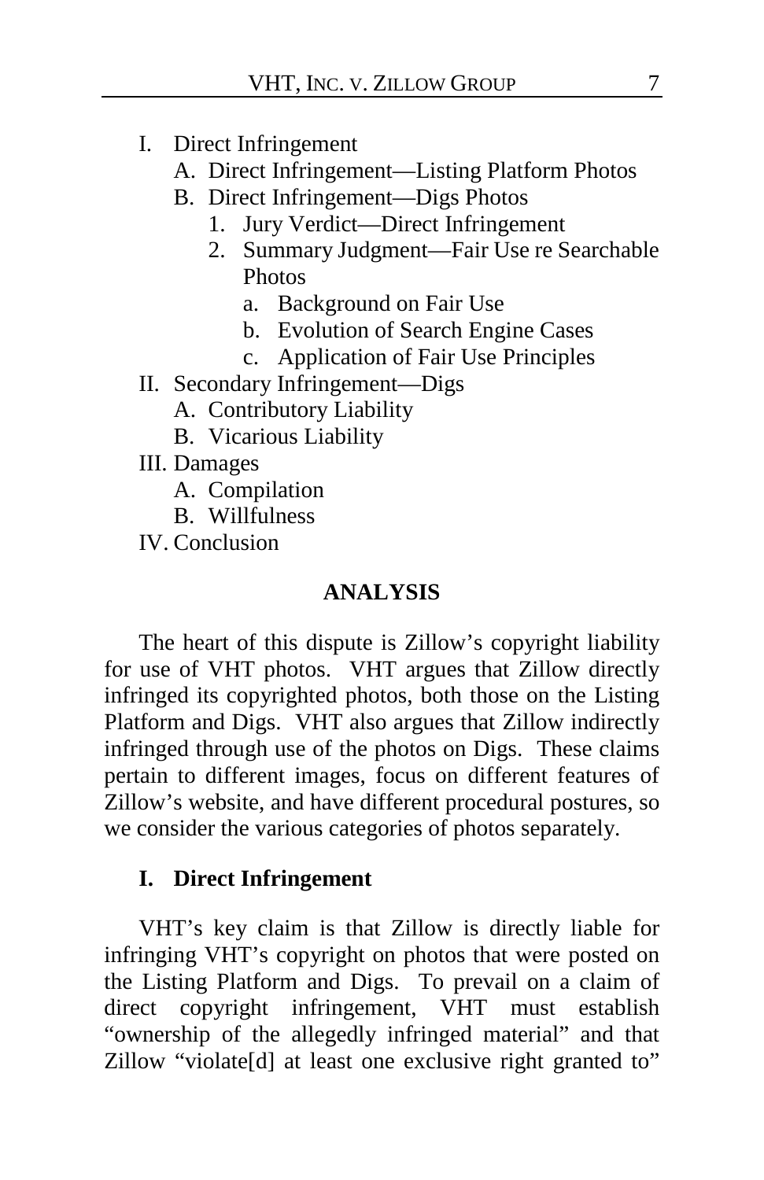- I. Direct Infringement
    - A. Direct Infringement—Listing Platform Photos
    - B. Direct Infringement—Digs Photos
        1. Jury Verdict—Direct Infringement
        2. Summary Judgment—Fair Use re Searchable Photos
            - a. Background on Fair Use
            - b. Evolution of Search Engine Cases
            - c. Application of Fair Use Principles
- II. Secondary Infringement—Digs
    - A. Contributory Liability
    - B. Vicarious Liability
- III. Damages
    - A. Compilation
    - B. Willfulness
- IV. Conclusion

## ANALYSIS

The heart of this dispute is Zillow's copyright liability for use of VHT photos. VHT argues that Zillow directly infringed its copyrighted photos, both those on the Listing Platform and Digs. VHT also argues that Zillow indirectly infringed through use of the photos on Digs. These claims pertain to different images, focus on different features of Zillow's website, and have different procedural postures, so we consider the various categories of photos separately.

### I. Direct Infringement

VHT's key claim is that Zillow is directly liable for infringing VHT's copyright on photos that were posted on the Listing Platform and Digs. To prevail on a claim of direct copyright infringement, VHT must establish "ownership of the allegedly infringed material" and that Zillow "violate[d] at least one exclusive right granted to"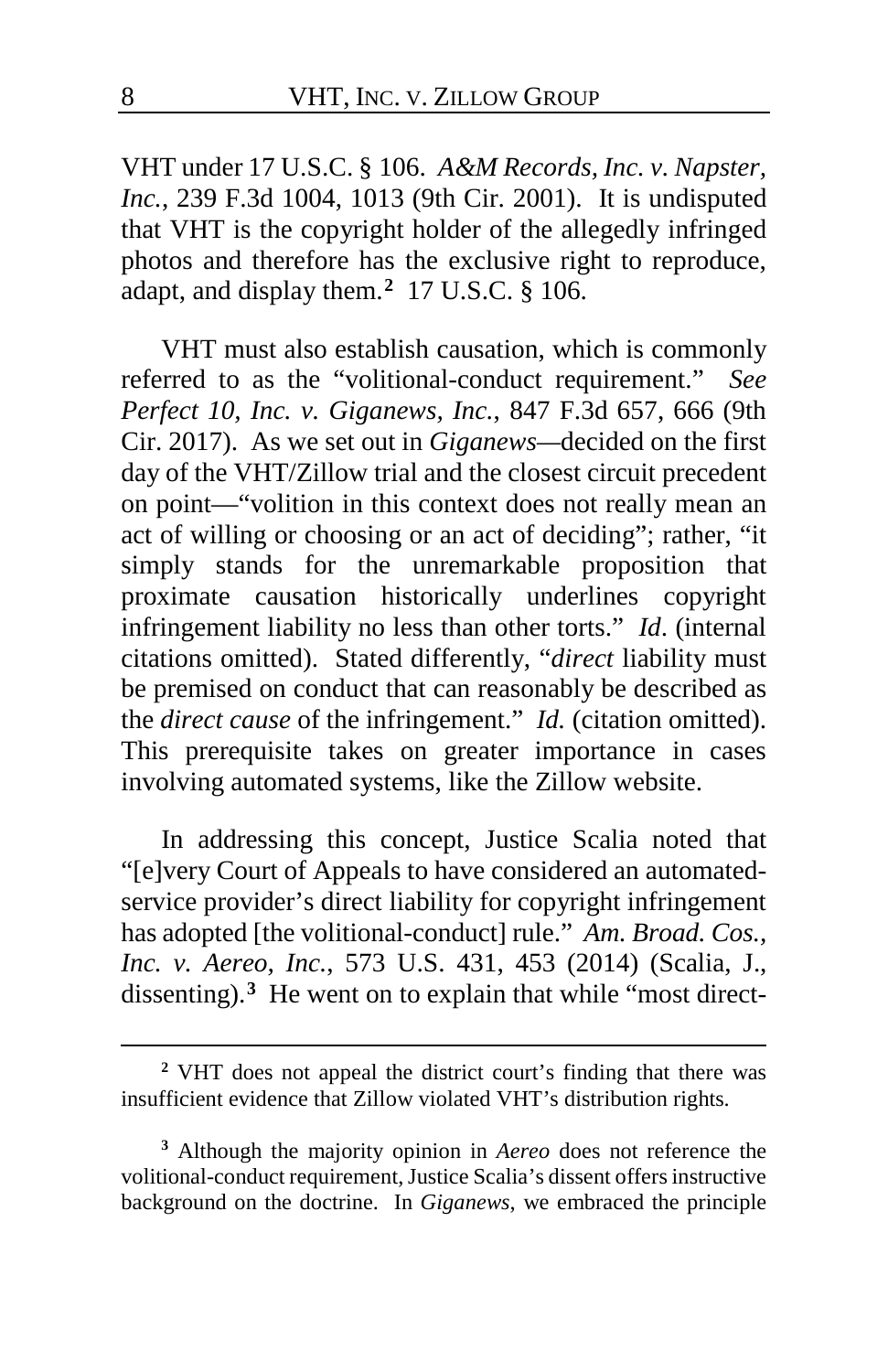VHT under 17 U.S.C. § 106. *A&M Records, Inc. v. Napster, Inc.*, 239 F.3d 1004, 1013 (9th Cir. 2001). It is undisputed that VHT is the copyright holder of the allegedly infringed photos and therefore has the exclusive right to reproduce, adapt, and display them.[2] 17 U.S.C. § 106.

VHT must also establish causation, which is commonly referred to as the "volitional-conduct requirement." *See Perfect 10, Inc. v. Giganews, Inc.*, 847 F.3d 657, 666 (9th Cir. 2017). As we set out in *Giganews*—decided on the first day of the VHT/Zillow trial and the closest circuit precedent on point—"volition in this context does not really mean an act of willing or choosing or an act of deciding"; rather, "it simply stands for the unremarkable proposition that proximate causation historically underlines copyright infringement liability no less than other torts." *Id*. (internal citations omitted). Stated differently, "*direct* liability must be premised on conduct that can reasonably be described as the *direct cause* of the infringement." *Id.* (citation omitted). This prerequisite takes on greater importance in cases involving automated systems, like the Zillow website.

In addressing this concept, Justice Scalia noted that "[e]very Court of Appeals to have considered an automated-service provider's direct liability for copyright infringement has adopted [the volitional-conduct] rule." *Am. Broad. Cos., Inc. v. Aereo, Inc.*, 573 U.S. 431, 453 (2014) (Scalia, J., dissenting).[3] He went on to explain that while "most direct-

---

[2] VHT does not appeal the district court's finding that there was insufficient evidence that Zillow violated VHT's distribution rights.

[3] Although the majority opinion in *Aereo* does not reference the volitional-conduct requirement, Justice Scalia's dissent offers instructive background on the doctrine. In *Giganews*, we embraced the principle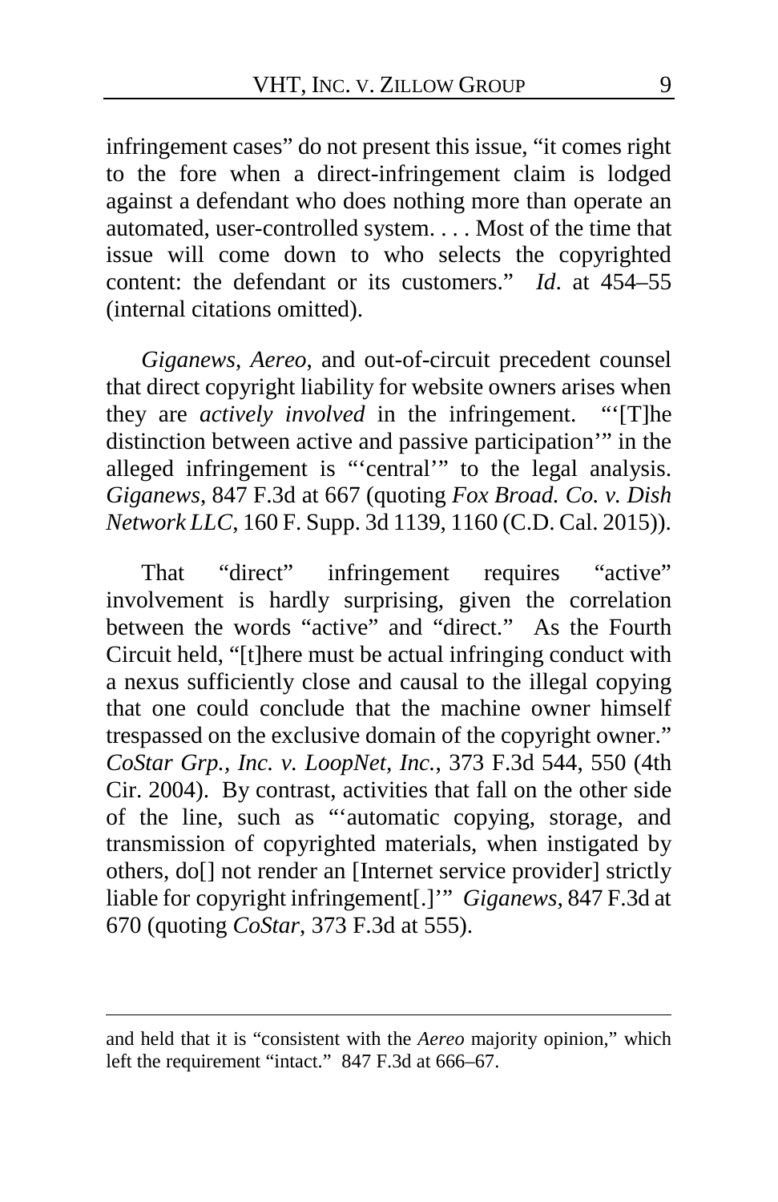infringement cases" do not present this issue, "it comes right to the fore when a direct-infringement claim is lodged against a defendant who does nothing more than operate an automated, user-controlled system. . . . Most of the time that issue will come down to who selects the copyrighted content: the defendant or its customers." *Id*. at 454–55 (internal citations omitted).

*Giganews*, *Aereo*, and out-of-circuit precedent counsel that direct copyright liability for website owners arises when they are *actively involved* in the infringement. "'[T]he distinction between active and passive participation'" in the alleged infringement is "'central'" to the legal analysis. *Giganews*, 847 F.3d at 667 (quoting *Fox Broad. Co. v. Dish Network LLC*, 160 F. Supp. 3d 1139, 1160 (C.D. Cal. 2015)).

That "direct" infringement requires "active" involvement is hardly surprising, given the correlation between the words "active" and "direct." As the Fourth Circuit held, "[t]here must be actual infringing conduct with a nexus sufficiently close and causal to the illegal copying that one could conclude that the machine owner himself trespassed on the exclusive domain of the copyright owner." *CoStar Grp., Inc. v. LoopNet, Inc.*, 373 F.3d 544, 550 (4th Cir. 2004). By contrast, activities that fall on the other side of the line, such as "'automatic copying, storage, and transmission of copyrighted materials, when instigated by others, do[] not render an [Internet service provider] strictly liable for copyright infringement[.]'" *Giganews*, 847 F.3d at 670 (quoting *CoStar*, 373 F.3d at 555).

---

and held that it is "consistent with the *Aereo* majority opinion," which left the requirement "intact." 847 F.3d at 666–67.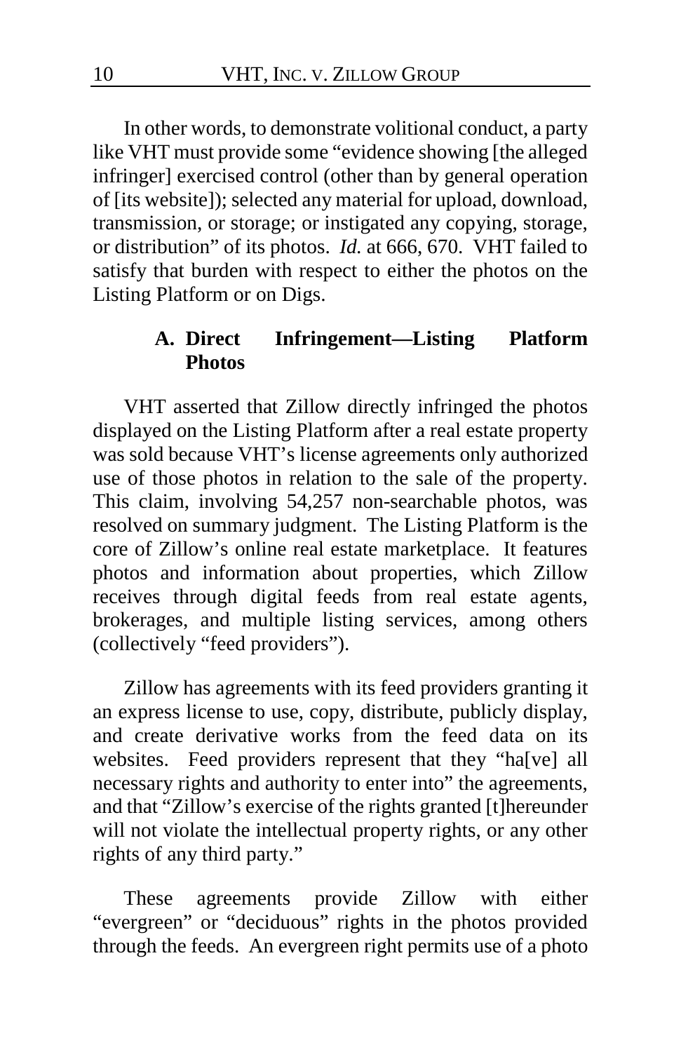In other words, to demonstrate volitional conduct, a party like VHT must provide some "evidence showing [the alleged infringer] exercised control (other than by general operation of [its website]); selected any material for upload, download, transmission, or storage; or instigated any copying, storage, or distribution" of its photos. *Id.* at 666, 670. VHT failed to satisfy that burden with respect to either the photos on the Listing Platform or on Digs.

### A. Direct Infringement—Listing Platform Photos

VHT asserted that Zillow directly infringed the photos displayed on the Listing Platform after a real estate property was sold because VHT's license agreements only authorized use of those photos in relation to the sale of the property. This claim, involving 54,257 non-searchable photos, was resolved on summary judgment. The Listing Platform is the core of Zillow's online real estate marketplace. It features photos and information about properties, which Zillow receives through digital feeds from real estate agents, brokerages, and multiple listing services, among others (collectively "feed providers").

Zillow has agreements with its feed providers granting it an express license to use, copy, distribute, publicly display, and create derivative works from the feed data on its websites. Feed providers represent that they "ha[ve] all necessary rights and authority to enter into" the agreements, and that "Zillow's exercise of the rights granted [t]hereunder will not violate the intellectual property rights, or any other rights of any third party."

These agreements provide Zillow with either "evergreen" or "deciduous" rights in the photos provided through the feeds. An evergreen right permits use of a photo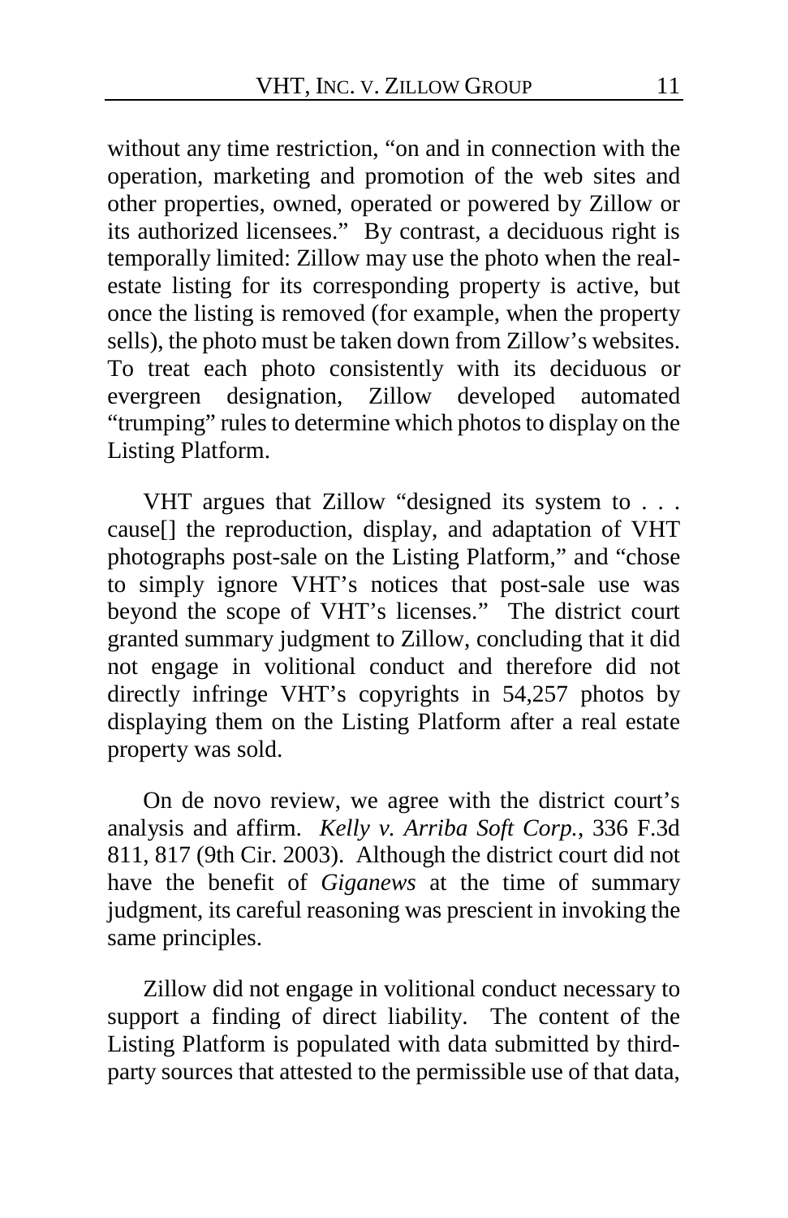without any time restriction, "on and in connection with the operation, marketing and promotion of the web sites and other properties, owned, operated or powered by Zillow or its authorized licensees." By contrast, a deciduous right is temporally limited: Zillow may use the photo when the real-estate listing for its corresponding property is active, but once the listing is removed (for example, when the property sells), the photo must be taken down from Zillow's websites. To treat each photo consistently with its deciduous or evergreen designation, Zillow developed automated "trumping" rules to determine which photos to display on the Listing Platform.

VHT argues that Zillow "designed its system to . . . cause[] the reproduction, display, and adaptation of VHT photographs post-sale on the Listing Platform," and "chose to simply ignore VHT's notices that post-sale use was beyond the scope of VHT's licenses." The district court granted summary judgment to Zillow, concluding that it did not engage in volitional conduct and therefore did not directly infringe VHT's copyrights in 54,257 photos by displaying them on the Listing Platform after a real estate property was sold.

On de novo review, we agree with the district court's analysis and affirm. *Kelly v. Arriba Soft Corp.*, 336 F.3d 811, 817 (9th Cir. 2003). Although the district court did not have the benefit of *Giganews* at the time of summary judgment, its careful reasoning was prescient in invoking the same principles.

Zillow did not engage in volitional conduct necessary to support a finding of direct liability. The content of the Listing Platform is populated with data submitted by third-party sources that attested to the permissible use of that data,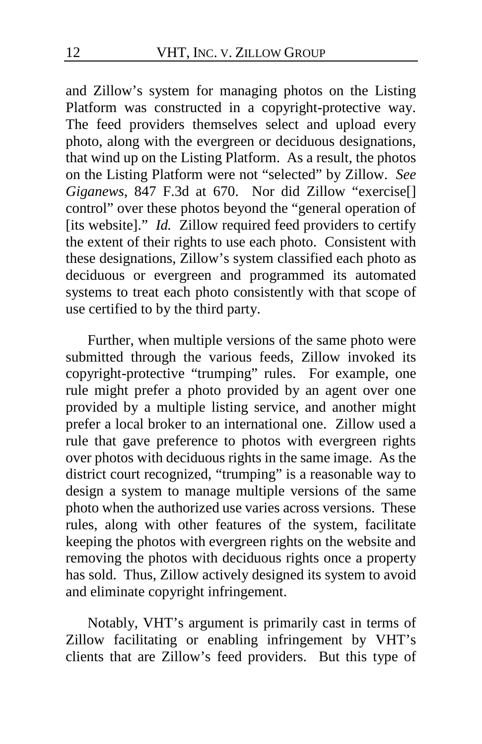and Zillow's system for managing photos on the Listing Platform was constructed in a copyright-protective way. The feed providers themselves select and upload every photo, along with the evergreen or deciduous designations, that wind up on the Listing Platform. As a result, the photos on the Listing Platform were not "selected" by Zillow. *See Giganews*, 847 F.3d at 670. Nor did Zillow "exercise[] control" over these photos beyond the "general operation of [its website]." *Id.* Zillow required feed providers to certify the extent of their rights to use each photo. Consistent with these designations, Zillow's system classified each photo as deciduous or evergreen and programmed its automated systems to treat each photo consistently with that scope of use certified to by the third party.

Further, when multiple versions of the same photo were submitted through the various feeds, Zillow invoked its copyright-protective "trumping" rules. For example, one rule might prefer a photo provided by an agent over one provided by a multiple listing service, and another might prefer a local broker to an international one. Zillow used a rule that gave preference to photos with evergreen rights over photos with deciduous rights in the same image. As the district court recognized, "trumping" is a reasonable way to design a system to manage multiple versions of the same photo when the authorized use varies across versions. These rules, along with other features of the system, facilitate keeping the photos with evergreen rights on the website and removing the photos with deciduous rights once a property has sold. Thus, Zillow actively designed its system to avoid and eliminate copyright infringement.

Notably, VHT's argument is primarily cast in terms of Zillow facilitating or enabling infringement by VHT's clients that are Zillow's feed providers. But this type of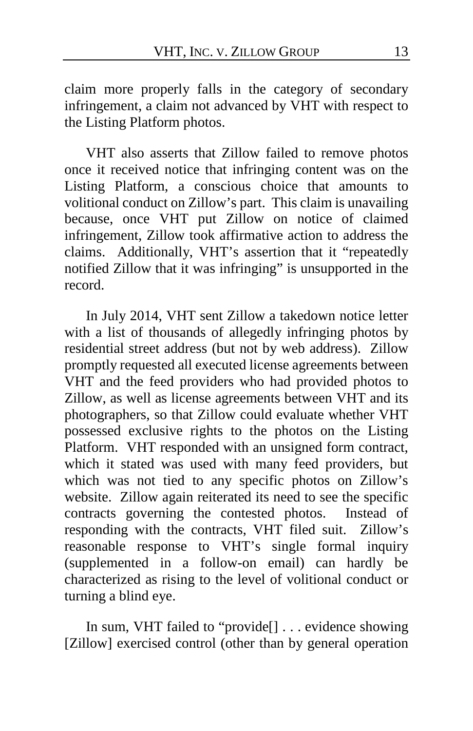claim more properly falls in the category of secondary infringement, a claim not advanced by VHT with respect to the Listing Platform photos.

VHT also asserts that Zillow failed to remove photos once it received notice that infringing content was on the Listing Platform, a conscious choice that amounts to volitional conduct on Zillow's part. This claim is unavailing because, once VHT put Zillow on notice of claimed infringement, Zillow took affirmative action to address the claims. Additionally, VHT's assertion that it "repeatedly notified Zillow that it was infringing" is unsupported in the record.

In July 2014, VHT sent Zillow a takedown notice letter with a list of thousands of allegedly infringing photos by residential street address (but not by web address). Zillow promptly requested all executed license agreements between VHT and the feed providers who had provided photos to Zillow, as well as license agreements between VHT and its photographers, so that Zillow could evaluate whether VHT possessed exclusive rights to the photos on the Listing Platform. VHT responded with an unsigned form contract, which it stated was used with many feed providers, but which was not tied to any specific photos on Zillow's website. Zillow again reiterated its need to see the specific contracts governing the contested photos. Instead of responding with the contracts, VHT filed suit. Zillow's reasonable response to VHT's single formal inquiry (supplemented in a follow-on email) can hardly be characterized as rising to the level of volitional conduct or turning a blind eye.

In sum, VHT failed to "provide[] . . . evidence showing [Zillow] exercised control (other than by general operation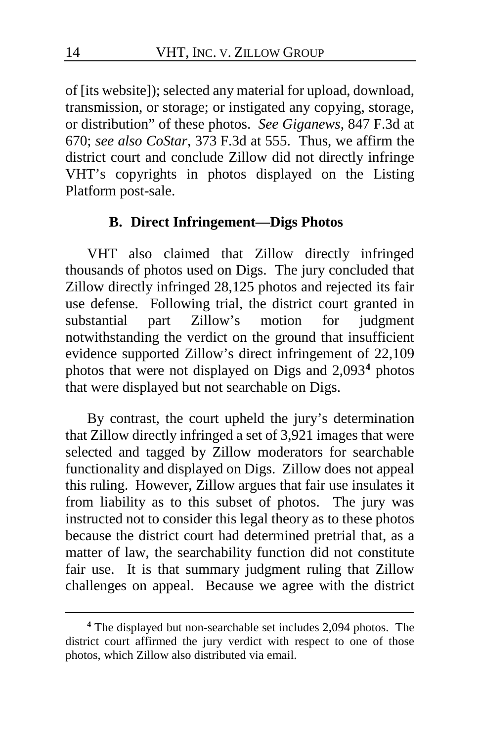of [its website]); selected any material for upload, download, transmission, or storage; or instigated any copying, storage, or distribution" of these photos. *See Giganews*, 847 F.3d at 670; *see also CoStar*, 373 F.3d at 555. Thus, we affirm the district court and conclude Zillow did not directly infringe VHT's copyrights in photos displayed on the Listing Platform post-sale.

### B. Direct Infringement—Digs Photos

VHT also claimed that Zillow directly infringed thousands of photos used on Digs. The jury concluded that Zillow directly infringed 28,125 photos and rejected its fair use defense. Following trial, the district court granted in substantial part Zillow's motion for judgment notwithstanding the verdict on the ground that insufficient evidence supported Zillow's direct infringement of 22,109 photos that were not displayed on Digs and 2,093[4] photos that were displayed but not searchable on Digs.

By contrast, the court upheld the jury's determination that Zillow directly infringed a set of 3,921 images that were selected and tagged by Zillow moderators for searchable functionality and displayed on Digs. Zillow does not appeal this ruling. However, Zillow argues that fair use insulates it from liability as to this subset of photos. The jury was instructed not to consider this legal theory as to these photos because the district court had determined pretrial that, as a matter of law, the searchability function did not constitute fair use. It is that summary judgment ruling that Zillow challenges on appeal. Because we agree with the district

[4] The displayed but non-searchable set includes 2,094 photos. The district court affirmed the jury verdict with respect to one of those photos, which Zillow also distributed via email.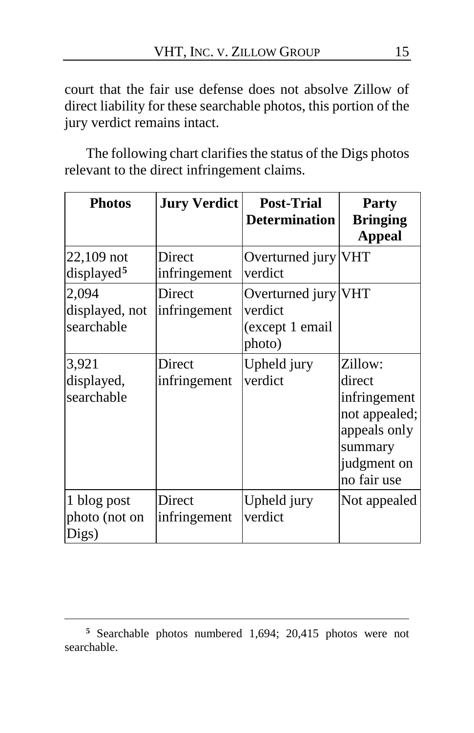court that the fair use defense does not absolve Zillow of direct liability for these searchable photos, this portion of the jury verdict remains intact.

The following chart clarifies the status of the Digs photos relevant to the direct infringement claims.

| Photos | Jury Verdict | Post-Trial Determination | Party Bringing Appeal |
|---|---|---|---|
| 22,109 not displayed[5] | Direct infringement | Overturned jury verdict | VHT |
| 2,094 displayed, not searchable | Direct infringement | Overturned jury verdict (except 1 email photo) | VHT |
| 3,921 displayed, searchable | Direct infringement | Upheld jury verdict | Zillow: direct infringement not appealed; appeals only summary judgment on no fair use |
| 1 blog post photo (not on Digs) | Direct infringement | Upheld jury verdict | Not appealed |

[5] Searchable photos numbered 1,694; 20,415 photos were not searchable.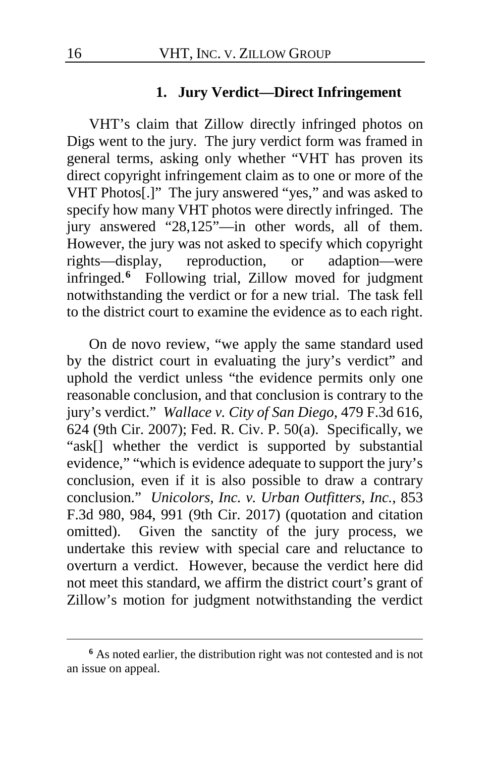### 1. Jury Verdict—Direct Infringement

VHT's claim that Zillow directly infringed photos on Digs went to the jury. The jury verdict form was framed in general terms, asking only whether "VHT has proven its direct copyright infringement claim as to one or more of the VHT Photos[.]" The jury answered "yes," and was asked to specify how many VHT photos were directly infringed. The jury answered "28,125"—in other words, all of them. However, the jury was not asked to specify which copyright rights—display, reproduction, or adaption—were infringed.[6] Following trial, Zillow moved for judgment notwithstanding the verdict or for a new trial. The task fell to the district court to examine the evidence as to each right.

On de novo review, "we apply the same standard used by the district court in evaluating the jury's verdict" and uphold the verdict unless "the evidence permits only one reasonable conclusion, and that conclusion is contrary to the jury's verdict." *Wallace v. City of San Diego*, 479 F.3d 616, 624 (9th Cir. 2007); Fed. R. Civ. P. 50(a). Specifically, we "ask[] whether the verdict is supported by substantial evidence," "which is evidence adequate to support the jury's conclusion, even if it is also possible to draw a contrary conclusion." *Unicolors, Inc. v. Urban Outfitters, Inc.*, 853 F.3d 980, 984, 991 (9th Cir. 2017) (quotation and citation omitted). Given the sanctity of the jury process, we undertake this review with special care and reluctance to overturn a verdict. However, because the verdict here did not meet this standard, we affirm the district court's grant of Zillow's motion for judgment notwithstanding the verdict

[6] As noted earlier, the distribution right was not contested and is not an issue on appeal.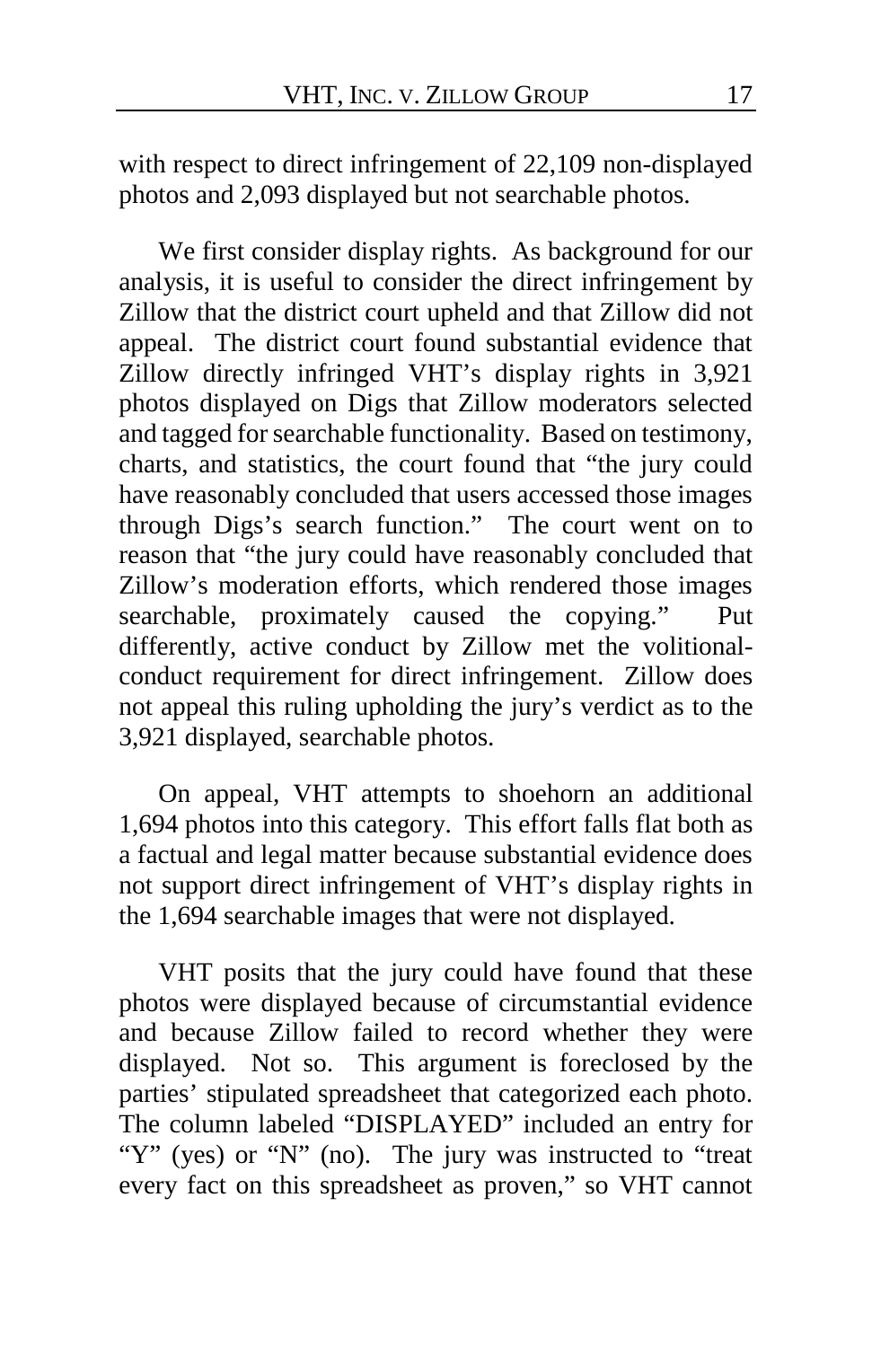with respect to direct infringement of 22,109 non-displayed photos and 2,093 displayed but not searchable photos.

We first consider display rights. As background for our analysis, it is useful to consider the direct infringement by Zillow that the district court upheld and that Zillow did not appeal. The district court found substantial evidence that Zillow directly infringed VHT's display rights in 3,921 photos displayed on Digs that Zillow moderators selected and tagged for searchable functionality. Based on testimony, charts, and statistics, the court found that "the jury could have reasonably concluded that users accessed those images through Digs's search function." The court went on to reason that "the jury could have reasonably concluded that Zillow's moderation efforts, which rendered those images searchable, proximately caused the copying." Put differently, active conduct by Zillow met the volitional-conduct requirement for direct infringement. Zillow does not appeal this ruling upholding the jury's verdict as to the 3,921 displayed, searchable photos.

On appeal, VHT attempts to shoehorn an additional 1,694 photos into this category. This effort falls flat both as a factual and legal matter because substantial evidence does not support direct infringement of VHT's display rights in the 1,694 searchable images that were not displayed.

VHT posits that the jury could have found that these photos were displayed because of circumstantial evidence and because Zillow failed to record whether they were displayed. Not so. This argument is foreclosed by the parties' stipulated spreadsheet that categorized each photo. The column labeled "DISPLAYED" included an entry for "Y" (yes) or "N" (no). The jury was instructed to "treat every fact on this spreadsheet as proven," so VHT cannot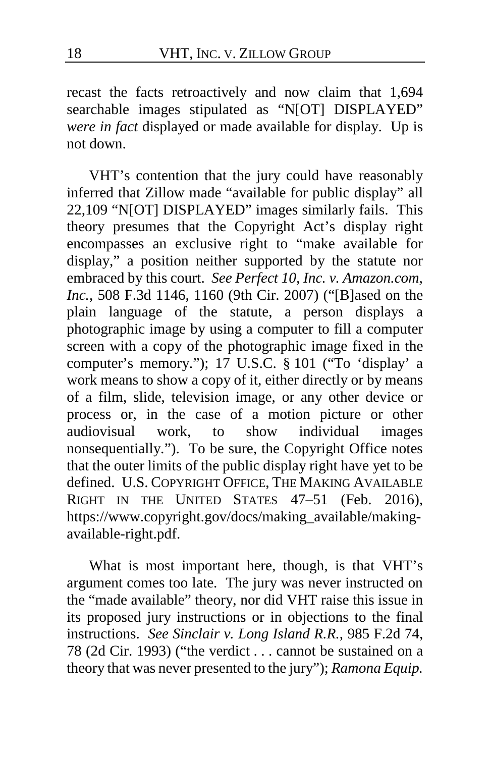recast the facts retroactively and now claim that 1,694 searchable images stipulated as "N[OT] DISPLAYED" *were in fact* displayed or made available for display. Up is not down.

VHT's contention that the jury could have reasonably inferred that Zillow made "available for public display" all 22,109 "N[OT] DISPLAYED" images similarly fails. This theory presumes that the Copyright Act's display right encompasses an exclusive right to "make available for display," a position neither supported by the statute nor embraced by this court. *See Perfect 10, Inc. v. Amazon.com, Inc.*, 508 F.3d 1146, 1160 (9th Cir. 2007) ("[B]ased on the plain language of the statute, a person displays a photographic image by using a computer to fill a computer screen with a copy of the photographic image fixed in the computer's memory."); 17 U.S.C. § 101 ("To 'display' a work means to show a copy of it, either directly or by means of a film, slide, television image, or any other device or process or, in the case of a motion picture or other audiovisual work, to show individual images nonsequentially."). To be sure, the Copyright Office notes that the outer limits of the public display right have yet to be defined. U.S. COPYRIGHT OFFICE, THE MAKING AVAILABLE RIGHT IN THE UNITED STATES 47–51 (Feb. 2016), https://www.copyright.gov/docs/making_available/making-available-right.pdf.

What is most important here, though, is that VHT's argument comes too late. The jury was never instructed on the "made available" theory, nor did VHT raise this issue in its proposed jury instructions or in objections to the final instructions. *See Sinclair v. Long Island R.R.*, 985 F.2d 74, 78 (2d Cir. 1993) ("the verdict . . . cannot be sustained on a theory that was never presented to the jury"); *Ramona Equip.*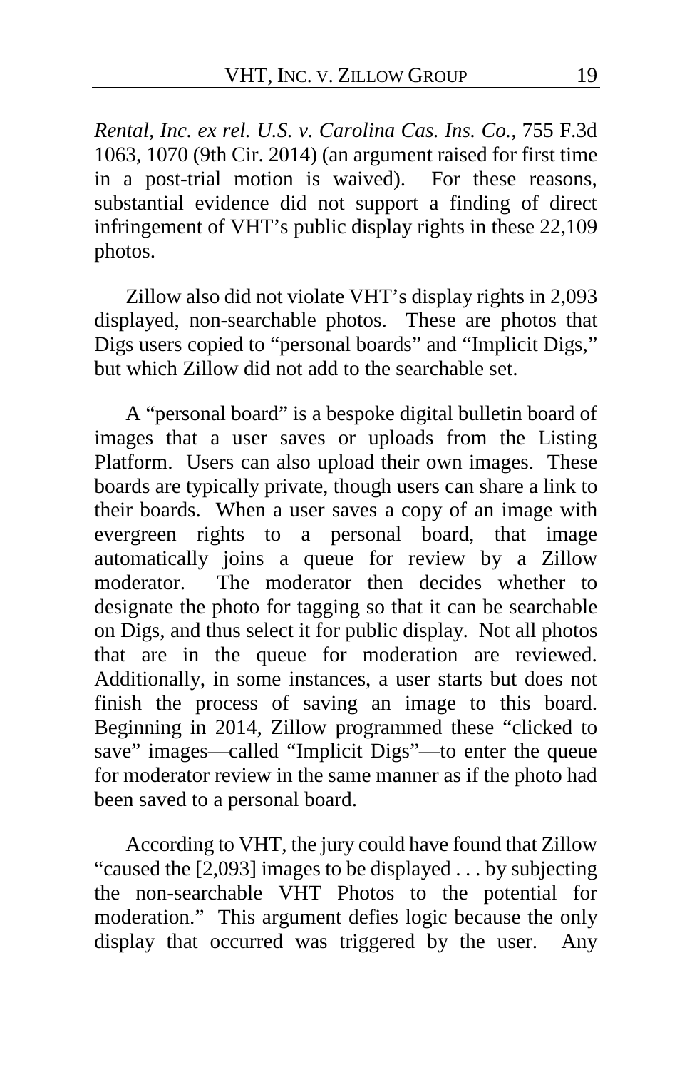*Rental, Inc. ex rel. U.S. v. Carolina Cas. Ins. Co.*, 755 F.3d 1063, 1070 (9th Cir. 2014) (an argument raised for first time in a post-trial motion is waived). For these reasons, substantial evidence did not support a finding of direct infringement of VHT's public display rights in these 22,109 photos.

Zillow also did not violate VHT's display rights in 2,093 displayed, non-searchable photos. These are photos that Digs users copied to "personal boards" and "Implicit Digs," but which Zillow did not add to the searchable set.

A "personal board" is a bespoke digital bulletin board of images that a user saves or uploads from the Listing Platform. Users can also upload their own images. These boards are typically private, though users can share a link to their boards. When a user saves a copy of an image with evergreen rights to a personal board, that image automatically joins a queue for review by a Zillow moderator. The moderator then decides whether to designate the photo for tagging so that it can be searchable on Digs, and thus select it for public display. Not all photos that are in the queue for moderation are reviewed. Additionally, in some instances, a user starts but does not finish the process of saving an image to this board. Beginning in 2014, Zillow programmed these "clicked to save" images—called "Implicit Digs"—to enter the queue for moderator review in the same manner as if the photo had been saved to a personal board.

According to VHT, the jury could have found that Zillow "caused the [2,093] images to be displayed . . . by subjecting the non-searchable VHT Photos to the potential for moderation." This argument defies logic because the only display that occurred was triggered by the user. Any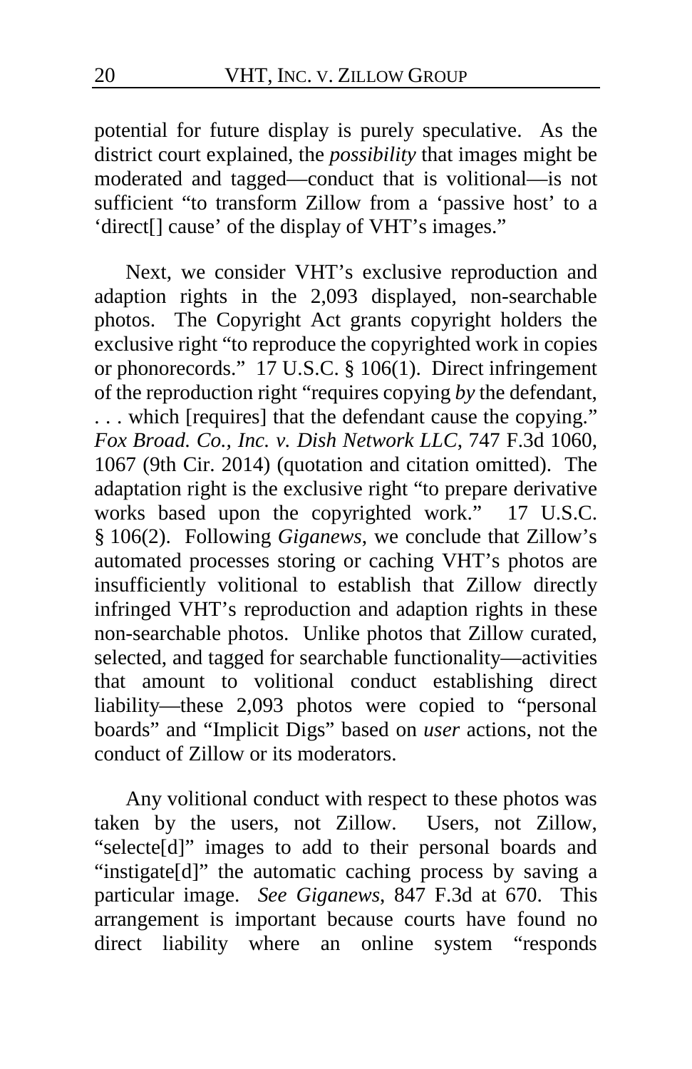potential for future display is purely speculative. As the district court explained, the *possibility* that images might be moderated and tagged—conduct that is volitional—is not sufficient "to transform Zillow from a 'passive host' to a 'direct[] cause' of the display of VHT's images."

Next, we consider VHT's exclusive reproduction and adaption rights in the 2,093 displayed, non-searchable photos. The Copyright Act grants copyright holders the exclusive right "to reproduce the copyrighted work in copies or phonorecords." 17 U.S.C. § 106(1). Direct infringement of the reproduction right "requires copying *by* the defendant, . . . which [requires] that the defendant cause the copying." *Fox Broad. Co., Inc. v. Dish Network LLC*, 747 F.3d 1060, 1067 (9th Cir. 2014) (quotation and citation omitted). The adaptation right is the exclusive right "to prepare derivative works based upon the copyrighted work." 17 U.S.C. § 106(2). Following *Giganews*, we conclude that Zillow's automated processes storing or caching VHT's photos are insufficiently volitional to establish that Zillow directly infringed VHT's reproduction and adaption rights in these non-searchable photos. Unlike photos that Zillow curated, selected, and tagged for searchable functionality—activities that amount to volitional conduct establishing direct liability—these 2,093 photos were copied to "personal boards" and "Implicit Digs" based on *user* actions, not the conduct of Zillow or its moderators.

Any volitional conduct with respect to these photos was taken by the users, not Zillow. Users, not Zillow, "selecte[d]" images to add to their personal boards and "instigate[d]" the automatic caching process by saving a particular image. *See Giganews*, 847 F.3d at 670. This arrangement is important because courts have found no direct liability where an online system "responds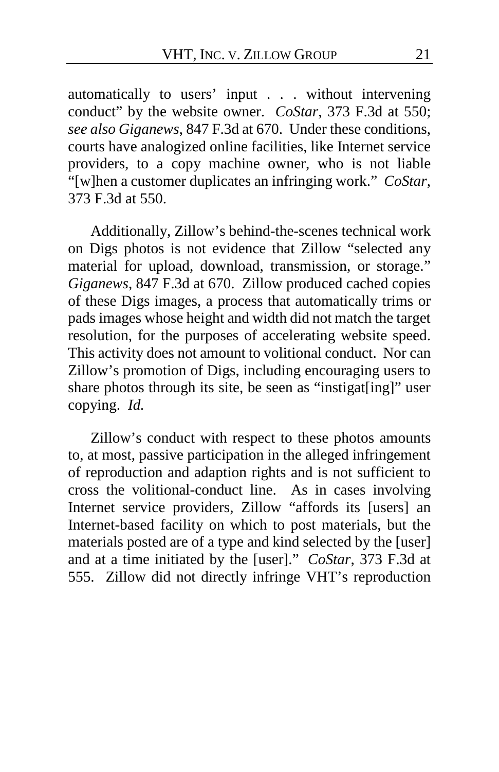automatically to users' input . . . without intervening conduct" by the website owner. *CoStar*, 373 F.3d at 550; *see also Giganews*, 847 F.3d at 670. Under these conditions, courts have analogized online facilities, like Internet service providers, to a copy machine owner, who is not liable "[w]hen a customer duplicates an infringing work." *CoStar*, 373 F.3d at 550.

Additionally, Zillow's behind-the-scenes technical work on Digs photos is not evidence that Zillow "selected any material for upload, download, transmission, or storage." *Giganews*, 847 F.3d at 670. Zillow produced cached copies of these Digs images, a process that automatically trims or pads images whose height and width did not match the target resolution, for the purposes of accelerating website speed. This activity does not amount to volitional conduct. Nor can Zillow's promotion of Digs, including encouraging users to share photos through its site, be seen as "instigat[ing]" user copying. *Id.*

Zillow's conduct with respect to these photos amounts to, at most, passive participation in the alleged infringement of reproduction and adaption rights and is not sufficient to cross the volitional-conduct line. As in cases involving Internet service providers, Zillow "affords its [users] an Internet-based facility on which to post materials, but the materials posted are of a type and kind selected by the [user] and at a time initiated by the [user]." *CoStar*, 373 F.3d at 555. Zillow did not directly infringe VHT's reproduction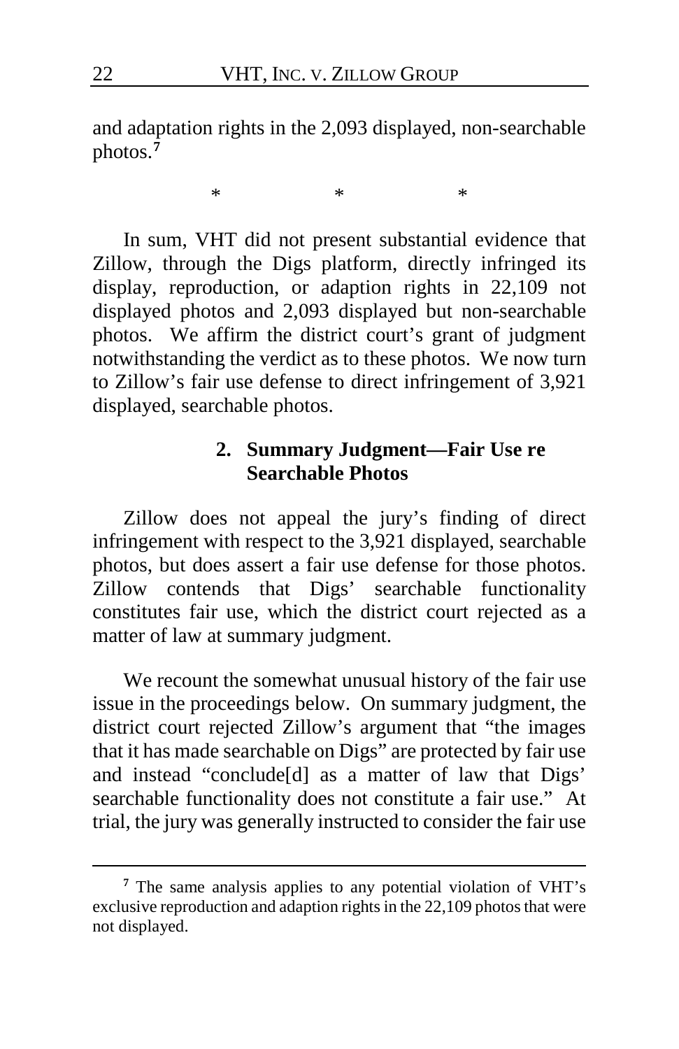and adaptation rights in the 2,093 displayed, non-searchable photos.[7]

\*                    \*                    \*

In sum, VHT did not present substantial evidence that Zillow, through the Digs platform, directly infringed its display, reproduction, or adaption rights in 22,109 not displayed photos and 2,093 displayed but non-searchable photos. We affirm the district court's grant of judgment notwithstanding the verdict as to these photos. We now turn to Zillow's fair use defense to direct infringement of 3,921 displayed, searchable photos.

### 2. Summary Judgment—Fair Use re Searchable Photos

Zillow does not appeal the jury's finding of direct infringement with respect to the 3,921 displayed, searchable photos, but does assert a fair use defense for those photos. Zillow contends that Digs' searchable functionality constitutes fair use, which the district court rejected as a matter of law at summary judgment.

We recount the somewhat unusual history of the fair use issue in the proceedings below. On summary judgment, the district court rejected Zillow's argument that "the images that it has made searchable on Digs" are protected by fair use and instead "conclude[d] as a matter of law that Digs' searchable functionality does not constitute a fair use." At trial, the jury was generally instructed to consider the fair use

---

[7] The same analysis applies to any potential violation of VHT's exclusive reproduction and adaption rights in the 22,109 photos that were not displayed.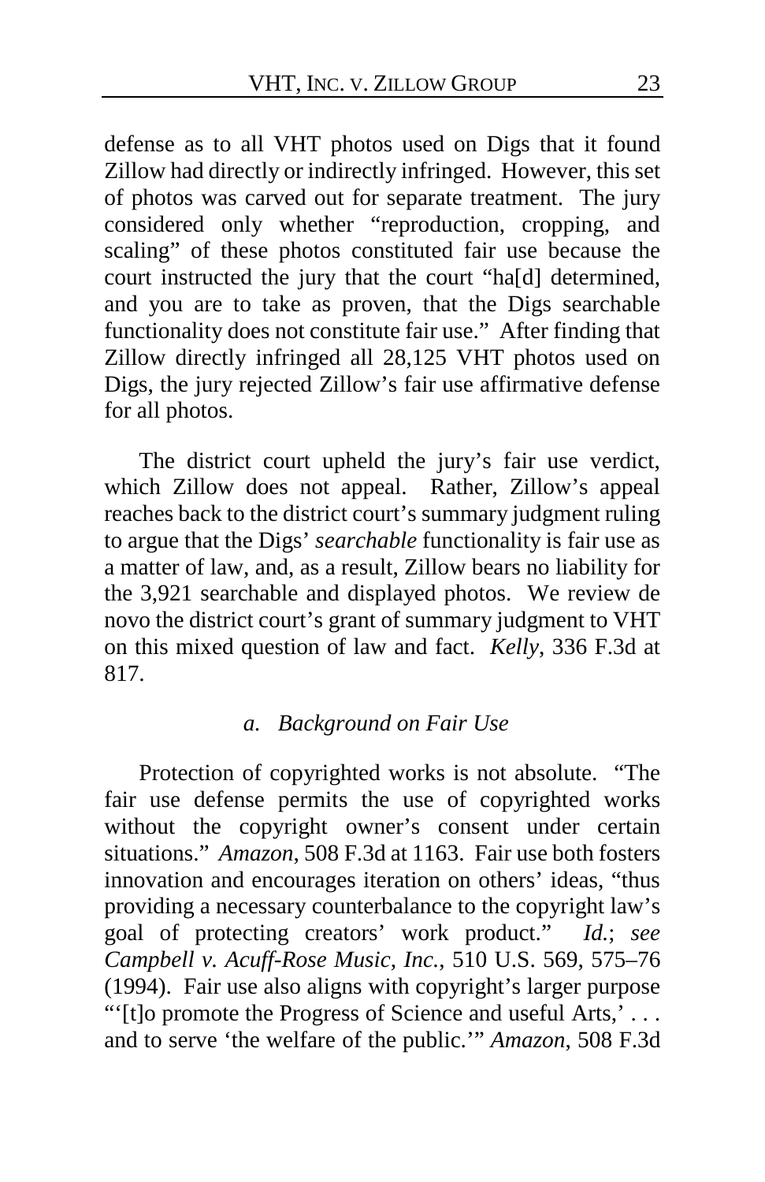defense as to all VHT photos used on Digs that it found Zillow had directly or indirectly infringed. However, this set of photos was carved out for separate treatment. The jury considered only whether "reproduction, cropping, and scaling" of these photos constituted fair use because the court instructed the jury that the court "ha[d] determined, and you are to take as proven, that the Digs searchable functionality does not constitute fair use." After finding that Zillow directly infringed all 28,125 VHT photos used on Digs, the jury rejected Zillow's fair use affirmative defense for all photos.

The district court upheld the jury's fair use verdict, which Zillow does not appeal. Rather, Zillow's appeal reaches back to the district court's summary judgment ruling to argue that the Digs' *searchable* functionality is fair use as a matter of law, and, as a result, Zillow bears no liability for the 3,921 searchable and displayed photos. We review de novo the district court's grant of summary judgment to VHT on this mixed question of law and fact. *Kelly*, 336 F.3d at 817.

#### *a. Background on Fair Use*

Protection of copyrighted works is not absolute. "The fair use defense permits the use of copyrighted works without the copyright owner's consent under certain situations." *Amazon*, 508 F.3d at 1163. Fair use both fosters innovation and encourages iteration on others' ideas, "thus providing a necessary counterbalance to the copyright law's goal of protecting creators' work product." *Id.*; *see Campbell v. Acuff-Rose Music, Inc.*, 510 U.S. 569, 575–76 (1994). Fair use also aligns with copyright's larger purpose "'[t]o promote the Progress of Science and useful Arts,' . . . and to serve 'the welfare of the public.'" *Amazon*, 508 F.3d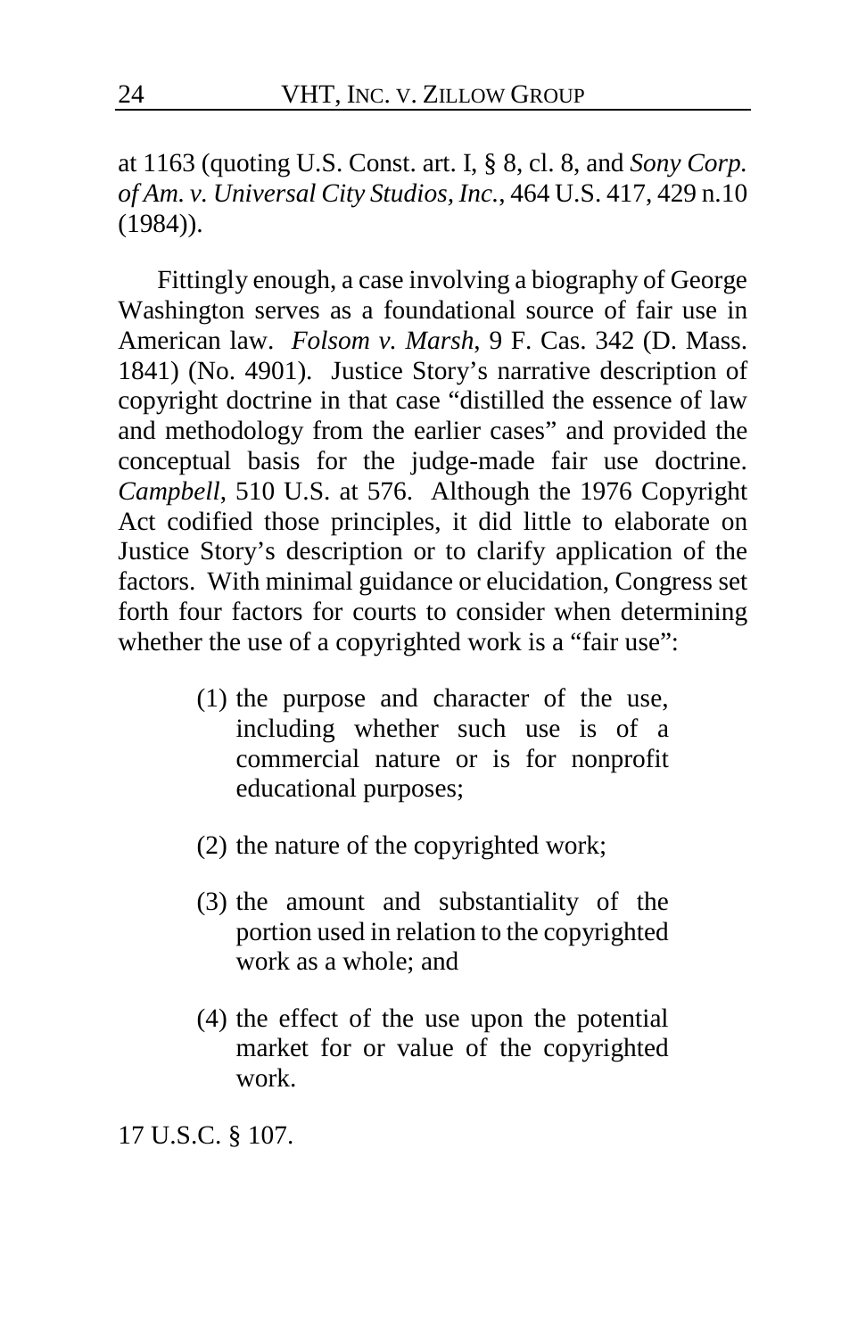at 1163 (quoting U.S. Const. art. I, § 8, cl. 8, and *Sony Corp. of Am. v. Universal City Studios, Inc.*, 464 U.S. 417, 429 n.10 (1984)).

Fittingly enough, a case involving a biography of George Washington serves as a foundational source of fair use in American law. *Folsom v. Marsh*, 9 F. Cas. 342 (D. Mass. 1841) (No. 4901). Justice Story's narrative description of copyright doctrine in that case "distilled the essence of law and methodology from the earlier cases" and provided the conceptual basis for the judge-made fair use doctrine. *Campbell*, 510 U.S. at 576. Although the 1976 Copyright Act codified those principles, it did little to elaborate on Justice Story's description or to clarify application of the factors. With minimal guidance or elucidation, Congress set forth four factors for courts to consider when determining whether the use of a copyrighted work is a "fair use":

> (1) the purpose and character of the use, including whether such use is of a commercial nature or is for nonprofit educational purposes;
>
> (2) the nature of the copyrighted work;
>
> (3) the amount and substantiality of the portion used in relation to the copyrighted work as a whole; and
>
> (4) the effect of the use upon the potential market for or value of the copyrighted work.

17 U.S.C. § 107.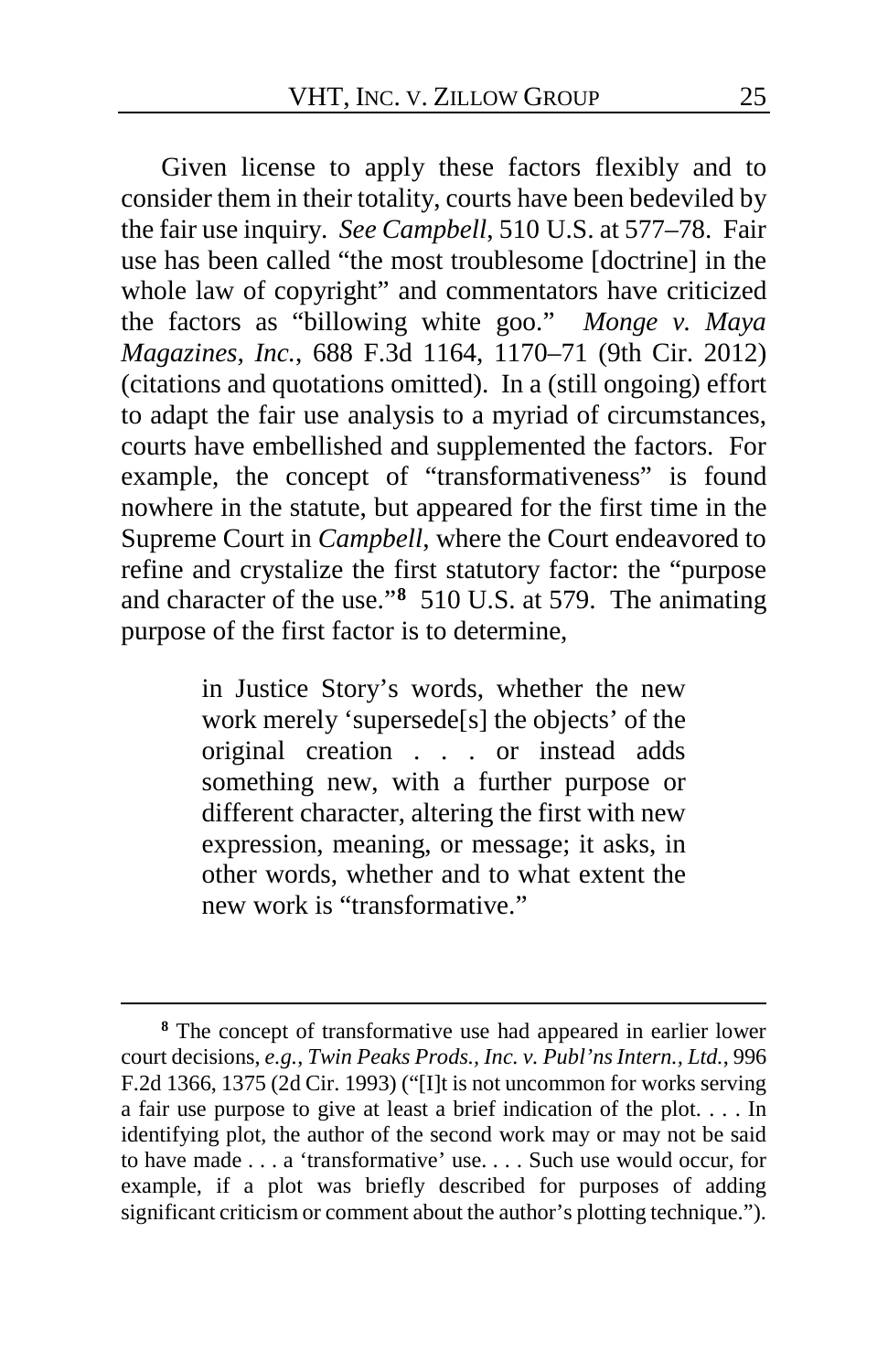Given license to apply these factors flexibly and to consider them in their totality, courts have been bedeviled by the fair use inquiry. *See Campbell*, 510 U.S. at 577–78. Fair use has been called "the most troublesome [doctrine] in the whole law of copyright" and commentators have criticized the factors as "billowing white goo." *Monge v. Maya Magazines, Inc.*, 688 F.3d 1164, 1170–71 (9th Cir. 2012) (citations and quotations omitted). In a (still ongoing) effort to adapt the fair use analysis to a myriad of circumstances, courts have embellished and supplemented the factors. For example, the concept of "transformativeness" is found nowhere in the statute, but appeared for the first time in the Supreme Court in *Campbell*, where the Court endeavored to refine and crystalize the first statutory factor: the "purpose and character of the use."[8] 510 U.S. at 579. The animating purpose of the first factor is to determine,

> in Justice Story's words, whether the new work merely 'supersede[s] the objects' of the original creation . . . or instead adds something new, with a further purpose or different character, altering the first with new expression, meaning, or message; it asks, in other words, whether and to what extent the new work is "transformative."

---

[8] The concept of transformative use had appeared in earlier lower court decisions, *e.g.*, *Twin Peaks Prods., Inc. v. Publ'ns Intern., Ltd.*, 996 F.2d 1366, 1375 (2d Cir. 1993) ("[I]t is not uncommon for works serving a fair use purpose to give at least a brief indication of the plot. . . . In identifying plot, the author of the second work may or may not be said to have made . . . a 'transformative' use. . . . Such use would occur, for example, if a plot was briefly described for purposes of adding significant criticism or comment about the author's plotting technique.").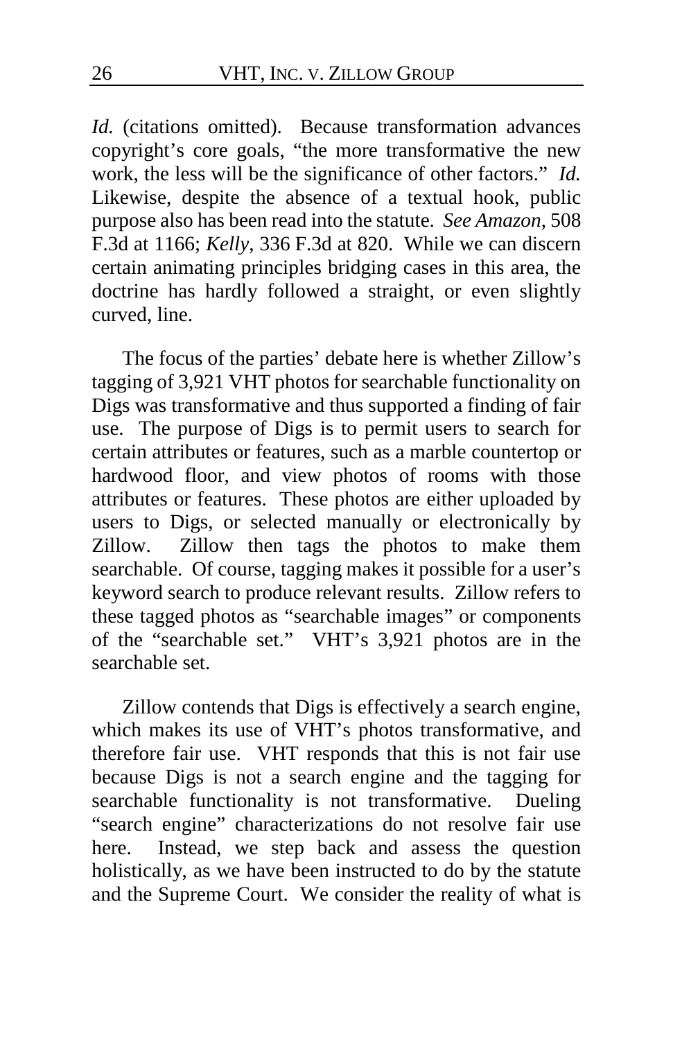*Id.* (citations omitted). Because transformation advances copyright's core goals, "the more transformative the new work, the less will be the significance of other factors." *Id.* Likewise, despite the absence of a textual hook, public purpose also has been read into the statute. *See Amazon*, 508 F.3d at 1166; *Kelly*, 336 F.3d at 820. While we can discern certain animating principles bridging cases in this area, the doctrine has hardly followed a straight, or even slightly curved, line.

The focus of the parties' debate here is whether Zillow's tagging of 3,921 VHT photos for searchable functionality on Digs was transformative and thus supported a finding of fair use. The purpose of Digs is to permit users to search for certain attributes or features, such as a marble countertop or hardwood floor, and view photos of rooms with those attributes or features. These photos are either uploaded by users to Digs, or selected manually or electronically by Zillow. Zillow then tags the photos to make them searchable. Of course, tagging makes it possible for a user's keyword search to produce relevant results. Zillow refers to these tagged photos as "searchable images" or components of the "searchable set." VHT's 3,921 photos are in the searchable set.

Zillow contends that Digs is effectively a search engine, which makes its use of VHT's photos transformative, and therefore fair use. VHT responds that this is not fair use because Digs is not a search engine and the tagging for searchable functionality is not transformative. Dueling "search engine" characterizations do not resolve fair use here. Instead, we step back and assess the question holistically, as we have been instructed to do by the statute and the Supreme Court. We consider the reality of what is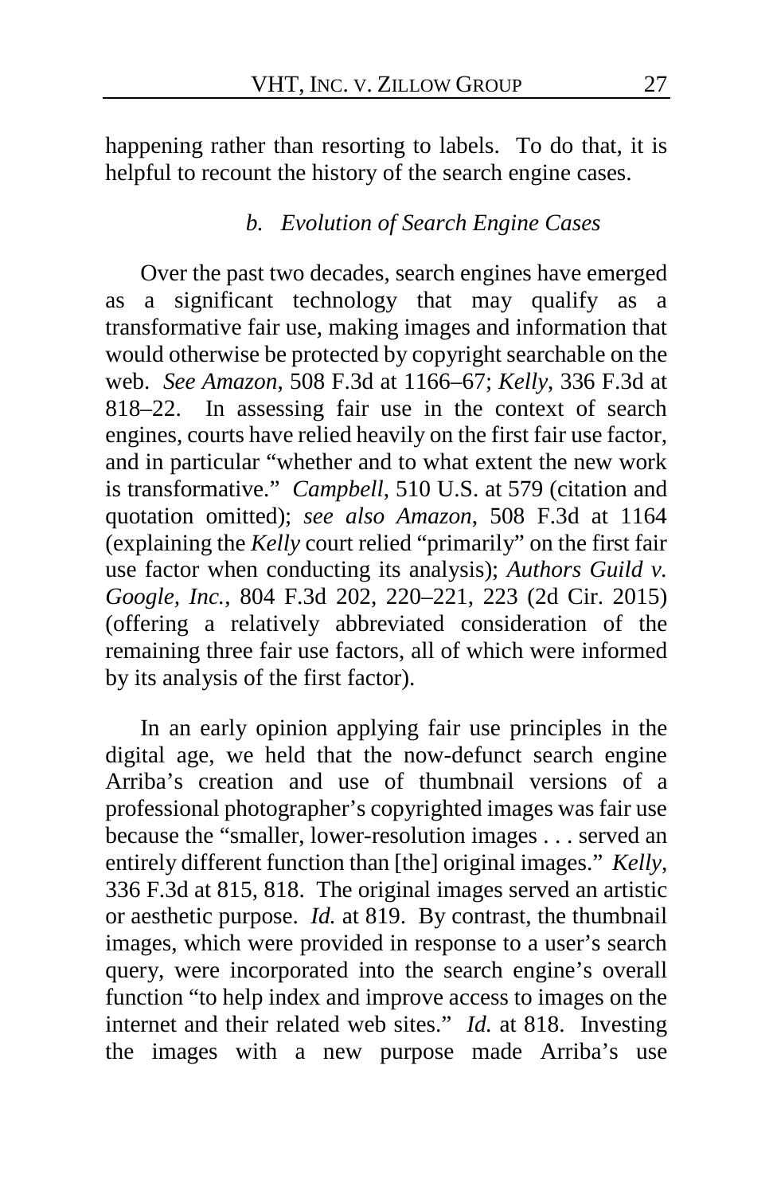happening rather than resorting to labels. To do that, it is helpful to recount the history of the search engine cases.

### *b. Evolution of Search Engine Cases*

Over the past two decades, search engines have emerged as a significant technology that may qualify as a transformative fair use, making images and information that would otherwise be protected by copyright searchable on the web. *See Amazon*, 508 F.3d at 1166–67; *Kelly*, 336 F.3d at 818–22. In assessing fair use in the context of search engines, courts have relied heavily on the first fair use factor, and in particular "whether and to what extent the new work is transformative." *Campbell*, 510 U.S. at 579 (citation and quotation omitted); *see also Amazon*, 508 F.3d at 1164 (explaining the *Kelly* court relied "primarily" on the first fair use factor when conducting its analysis); *Authors Guild v. Google, Inc.*, 804 F.3d 202, 220–221, 223 (2d Cir. 2015) (offering a relatively abbreviated consideration of the remaining three fair use factors, all of which were informed by its analysis of the first factor).

In an early opinion applying fair use principles in the digital age, we held that the now-defunct search engine Arriba's creation and use of thumbnail versions of a professional photographer's copyrighted images was fair use because the "smaller, lower-resolution images . . . served an entirely different function than [the] original images." *Kelly*, 336 F.3d at 815, 818. The original images served an artistic or aesthetic purpose. *Id.* at 819. By contrast, the thumbnail images, which were provided in response to a user's search query, were incorporated into the search engine's overall function "to help index and improve access to images on the internet and their related web sites." *Id.* at 818. Investing the images with a new purpose made Arriba's use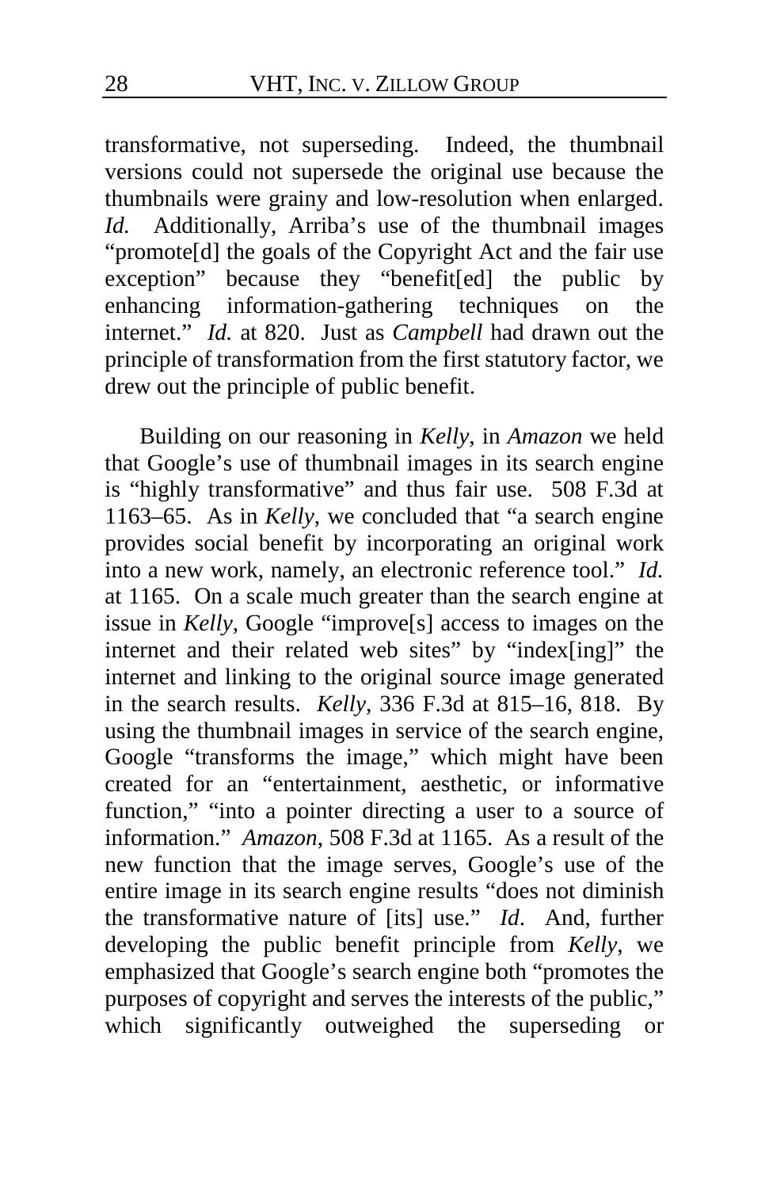transformative, not superseding. Indeed, the thumbnail versions could not supersede the original use because the thumbnails were grainy and low-resolution when enlarged. *Id.* Additionally, Arriba's use of the thumbnail images "promote[d] the goals of the Copyright Act and the fair use exception" because they "benefit[ed] the public by enhancing information-gathering techniques on the internet." *Id.* at 820. Just as *Campbell* had drawn out the principle of transformation from the first statutory factor, we drew out the principle of public benefit.

Building on our reasoning in *Kelly*, in *Amazon* we held that Google's use of thumbnail images in its search engine is "highly transformative" and thus fair use. 508 F.3d at 1163–65. As in *Kelly*, we concluded that "a search engine provides social benefit by incorporating an original work into a new work, namely, an electronic reference tool." *Id.* at 1165. On a scale much greater than the search engine at issue in *Kelly*, Google "improve[s] access to images on the internet and their related web sites" by "index[ing]" the internet and linking to the original source image generated in the search results. *Kelly*, 336 F.3d at 815–16, 818. By using the thumbnail images in service of the search engine, Google "transforms the image," which might have been created for an "entertainment, aesthetic, or informative function," "into a pointer directing a user to a source of information." *Amazon*, 508 F.3d at 1165. As a result of the new function that the image serves, Google's use of the entire image in its search engine results "does not diminish the transformative nature of [its] use." *Id*. And, further developing the public benefit principle from *Kelly*, we emphasized that Google's search engine both "promotes the purposes of copyright and serves the interests of the public," which significantly outweighed the superseding or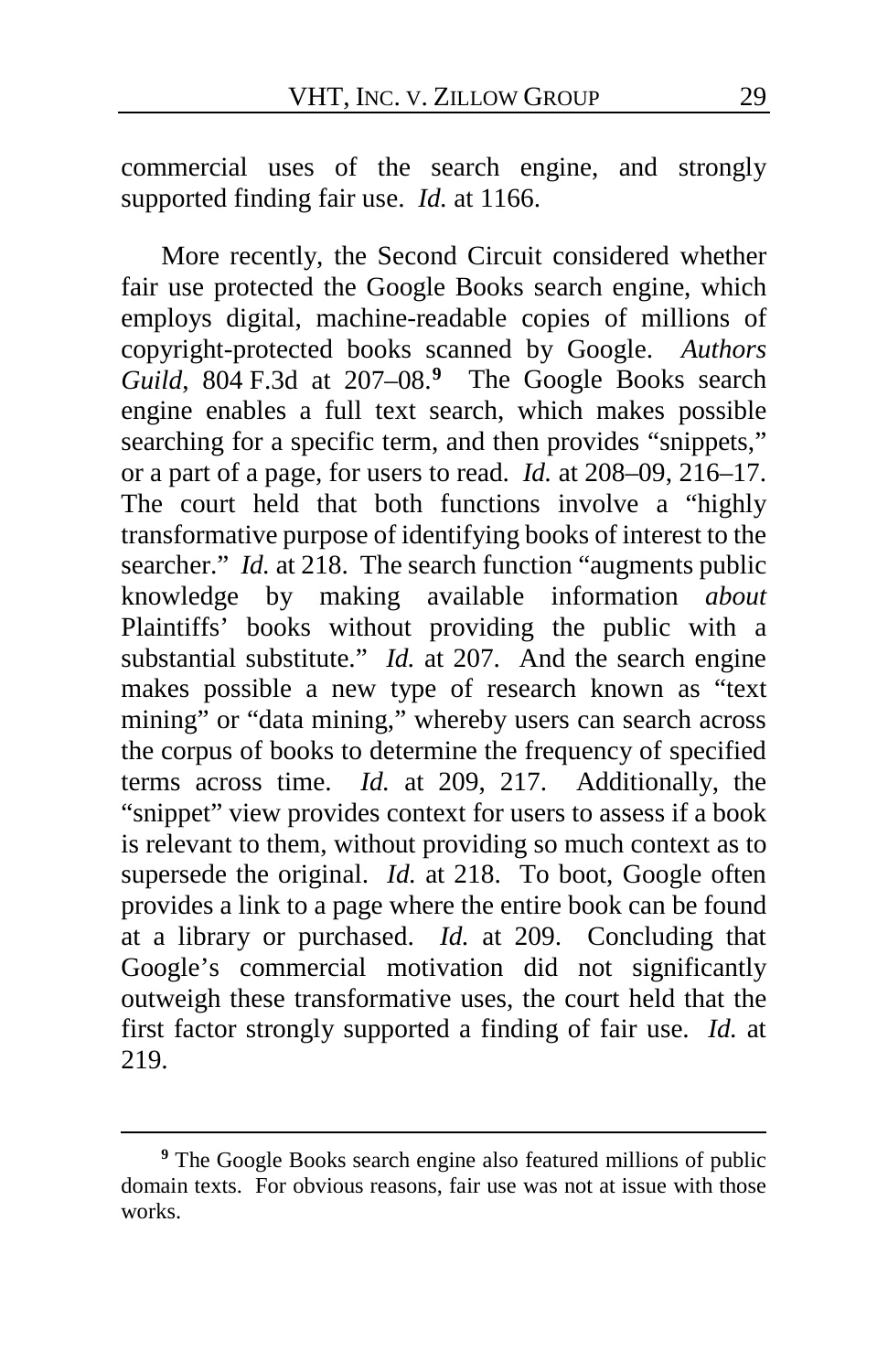commercial uses of the search engine, and strongly supported finding fair use. *Id.* at 1166.

More recently, the Second Circuit considered whether fair use protected the Google Books search engine, which employs digital, machine-readable copies of millions of copyright-protected books scanned by Google. *Authors Guild*, 804 F.3d at 207–08.[9] The Google Books search engine enables a full text search, which makes possible searching for a specific term, and then provides "snippets," or a part of a page, for users to read. *Id.* at 208–09, 216–17. The court held that both functions involve a "highly transformative purpose of identifying books of interest to the searcher." *Id.* at 218. The search function "augments public knowledge by making available information *about* Plaintiffs' books without providing the public with a substantial substitute." *Id.* at 207. And the search engine makes possible a new type of research known as "text mining" or "data mining," whereby users can search across the corpus of books to determine the frequency of specified terms across time. *Id.* at 209, 217. Additionally, the "snippet" view provides context for users to assess if a book is relevant to them, without providing so much context as to supersede the original. *Id.* at 218. To boot, Google often provides a link to a page where the entire book can be found at a library or purchased. *Id.* at 209. Concluding that Google's commercial motivation did not significantly outweigh these transformative uses, the court held that the first factor strongly supported a finding of fair use. *Id.* at 219.

---

[9] The Google Books search engine also featured millions of public domain texts. For obvious reasons, fair use was not at issue with those works.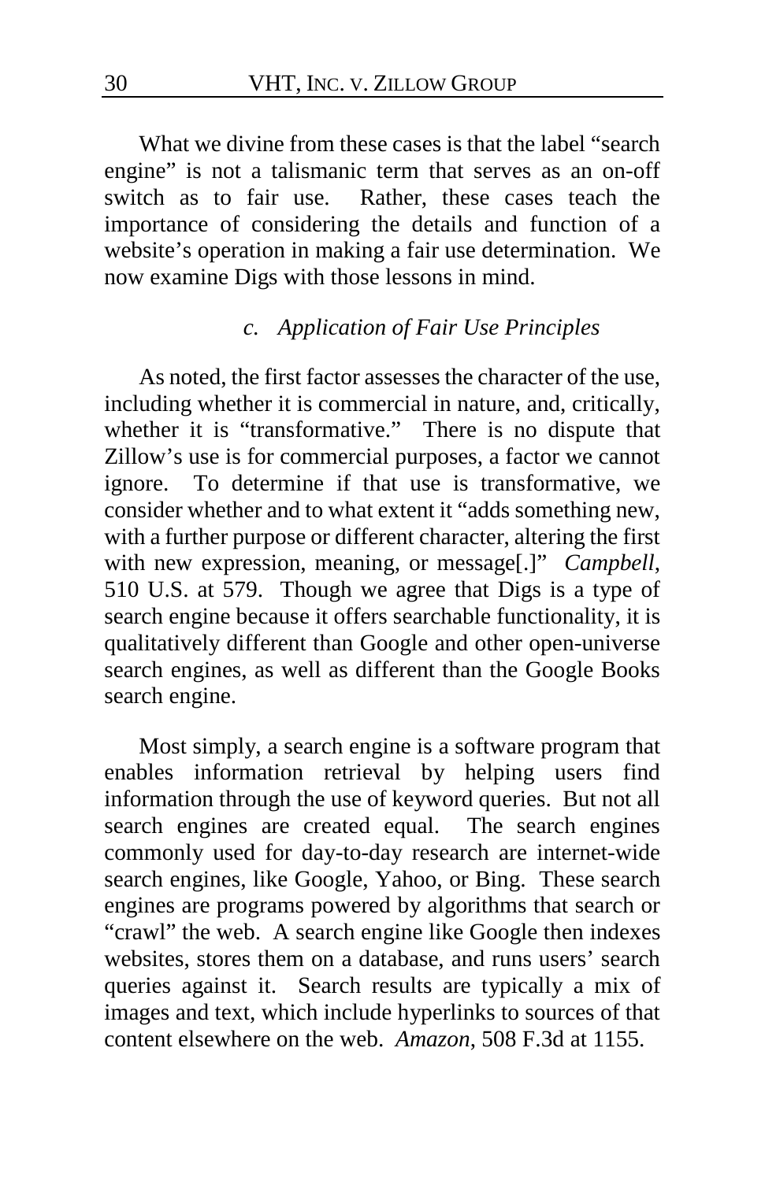What we divine from these cases is that the label "search engine" is not a talismanic term that serves as an on-off switch as to fair use. Rather, these cases teach the importance of considering the details and function of a website's operation in making a fair use determination. We now examine Digs with those lessons in mind.

#### *c. Application of Fair Use Principles*

As noted, the first factor assesses the character of the use, including whether it is commercial in nature, and, critically, whether it is "transformative." There is no dispute that Zillow's use is for commercial purposes, a factor we cannot ignore. To determine if that use is transformative, we consider whether and to what extent it "adds something new, with a further purpose or different character, altering the first with new expression, meaning, or message[.]" *Campbell*, 510 U.S. at 579. Though we agree that Digs is a type of search engine because it offers searchable functionality, it is qualitatively different than Google and other open-universe search engines, as well as different than the Google Books search engine.

Most simply, a search engine is a software program that enables information retrieval by helping users find information through the use of keyword queries. But not all search engines are created equal. The search engines commonly used for day-to-day research are internet-wide search engines, like Google, Yahoo, or Bing. These search engines are programs powered by algorithms that search or "crawl" the web. A search engine like Google then indexes websites, stores them on a database, and runs users' search queries against it. Search results are typically a mix of images and text, which include hyperlinks to sources of that content elsewhere on the web. *Amazon*, 508 F.3d at 1155.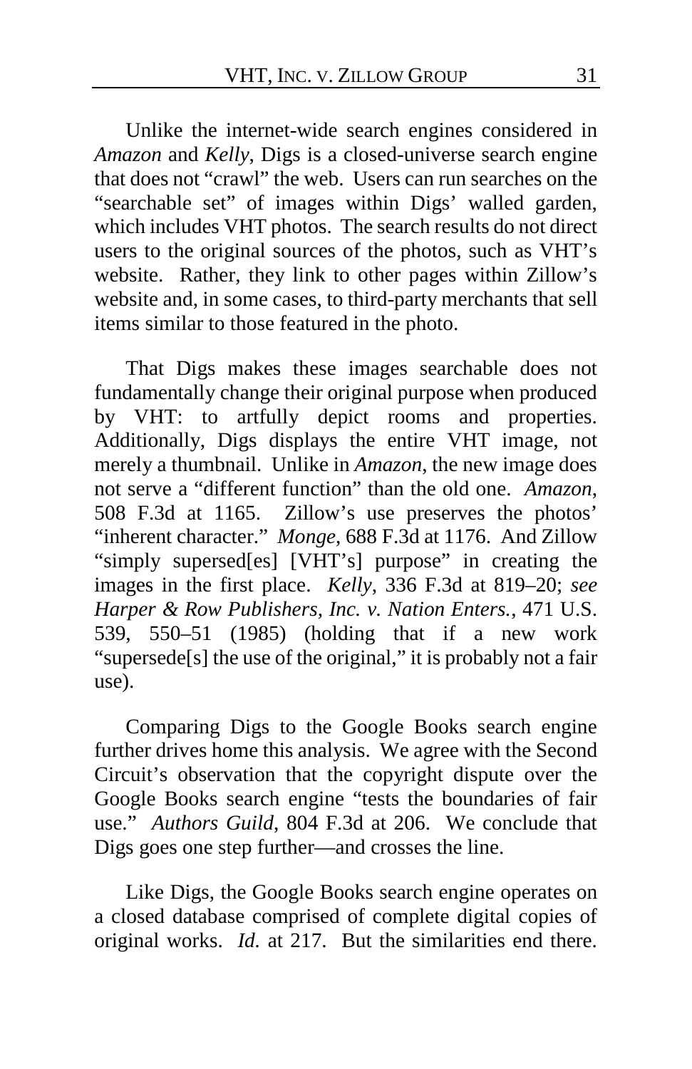Unlike the internet-wide search engines considered in *Amazon* and *Kelly*, Digs is a closed-universe search engine that does not "crawl" the web. Users can run searches on the "searchable set" of images within Digs' walled garden, which includes VHT photos. The search results do not direct users to the original sources of the photos, such as VHT's website. Rather, they link to other pages within Zillow's website and, in some cases, to third-party merchants that sell items similar to those featured in the photo.

That Digs makes these images searchable does not fundamentally change their original purpose when produced by VHT: to artfully depict rooms and properties. Additionally, Digs displays the entire VHT image, not merely a thumbnail. Unlike in *Amazon*, the new image does not serve a "different function" than the old one. *Amazon*, 508 F.3d at 1165. Zillow's use preserves the photos' "inherent character." *Monge*, 688 F.3d at 1176. And Zillow "simply supersed[es] [VHT's] purpose" in creating the images in the first place. *Kelly*, 336 F.3d at 819–20; *see Harper & Row Publishers, Inc. v. Nation Enters.*, 471 U.S. 539, 550–51 (1985) (holding that if a new work "supersede[s] the use of the original," it is probably not a fair use).

Comparing Digs to the Google Books search engine further drives home this analysis. We agree with the Second Circuit's observation that the copyright dispute over the Google Books search engine "tests the boundaries of fair use." *Authors Guild*, 804 F.3d at 206. We conclude that Digs goes one step further—and crosses the line.

Like Digs, the Google Books search engine operates on a closed database comprised of complete digital copies of original works. *Id.* at 217. But the similarities end there.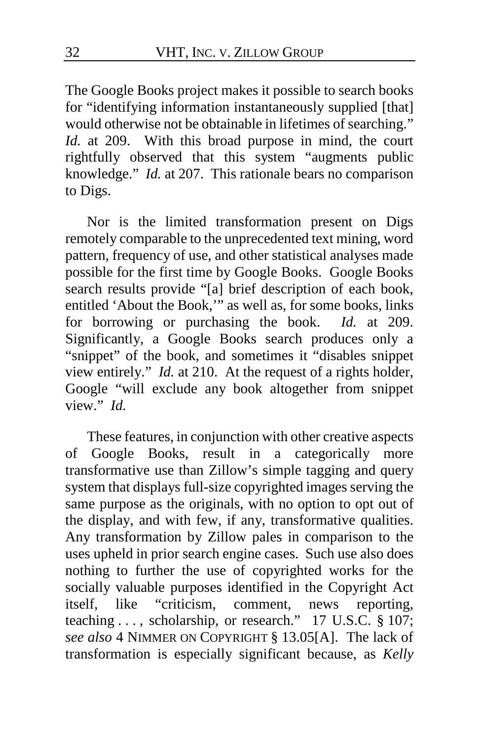The Google Books project makes it possible to search books for "identifying information instantaneously supplied [that] would otherwise not be obtainable in lifetimes of searching." *Id.* at 209. With this broad purpose in mind, the court rightfully observed that this system "augments public knowledge." *Id.* at 207. This rationale bears no comparison to Digs.

Nor is the limited transformation present on Digs remotely comparable to the unprecedented text mining, word pattern, frequency of use, and other statistical analyses made possible for the first time by Google Books. Google Books search results provide "[a] brief description of each book, entitled 'About the Book,'" as well as, for some books, links for borrowing or purchasing the book. *Id.* at 209. Significantly, a Google Books search produces only a "snippet" of the book, and sometimes it "disables snippet view entirely." *Id.* at 210. At the request of a rights holder, Google "will exclude any book altogether from snippet view." *Id.*

These features, in conjunction with other creative aspects of Google Books, result in a categorically more transformative use than Zillow's simple tagging and query system that displays full-size copyrighted images serving the same purpose as the originals, with no option to opt out of the display, and with few, if any, transformative qualities. Any transformation by Zillow pales in comparison to the uses upheld in prior search engine cases. Such use also does nothing to further the use of copyrighted works for the socially valuable purposes identified in the Copyright Act itself, like "criticism, comment, news reporting, teaching . . . , scholarship, or research." 17 U.S.C. § 107; *see also* 4 NIMMER ON COPYRIGHT § 13.05[A]. The lack of transformation is especially significant because, as *Kelly*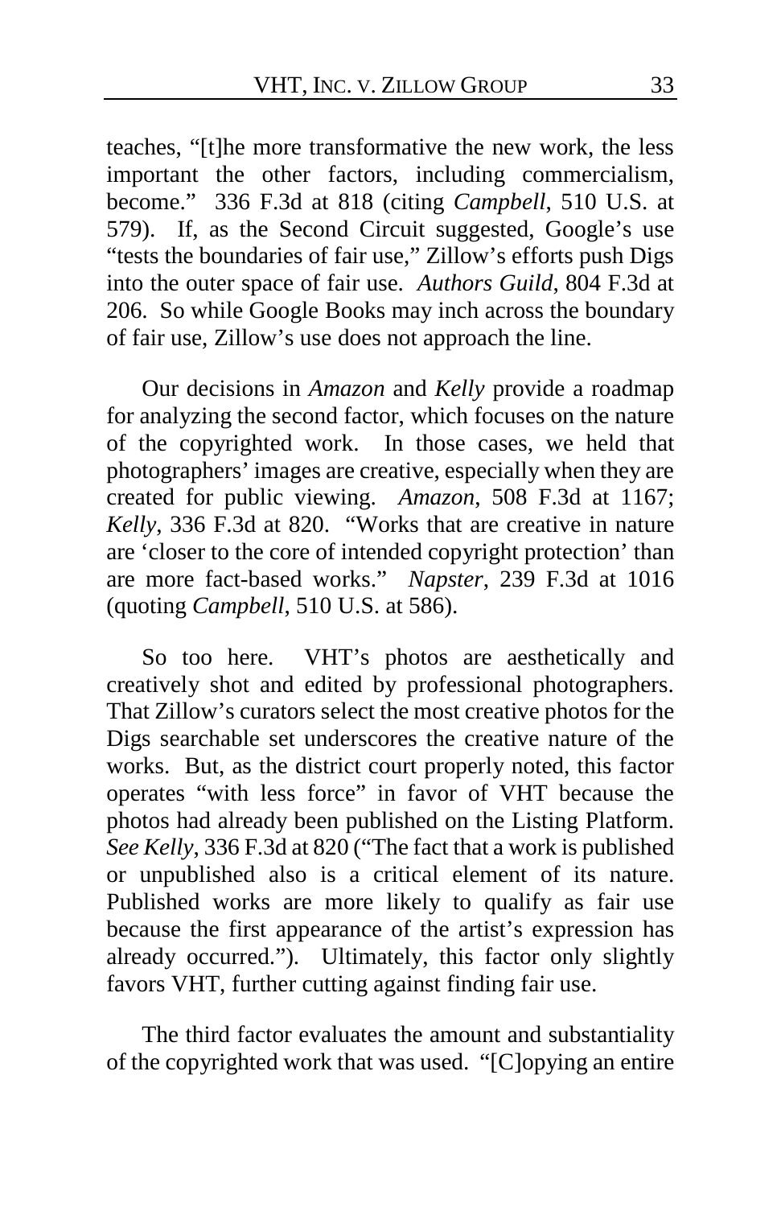teaches, "[t]he more transformative the new work, the less important the other factors, including commercialism, become." 336 F.3d at 818 (citing *Campbell*, 510 U.S. at 579). If, as the Second Circuit suggested, Google's use "tests the boundaries of fair use," Zillow's efforts push Digs into the outer space of fair use. *Authors Guild*, 804 F.3d at 206. So while Google Books may inch across the boundary of fair use, Zillow's use does not approach the line.

Our decisions in *Amazon* and *Kelly* provide a roadmap for analyzing the second factor, which focuses on the nature of the copyrighted work. In those cases, we held that photographers' images are creative, especially when they are created for public viewing. *Amazon*, 508 F.3d at 1167; *Kelly*, 336 F.3d at 820. "Works that are creative in nature are 'closer to the core of intended copyright protection' than are more fact-based works." *Napster*, 239 F.3d at 1016 (quoting *Campbell*, 510 U.S. at 586).

So too here. VHT's photos are aesthetically and creatively shot and edited by professional photographers. That Zillow's curators select the most creative photos for the Digs searchable set underscores the creative nature of the works. But, as the district court properly noted, this factor operates "with less force" in favor of VHT because the photos had already been published on the Listing Platform. *See Kelly*, 336 F.3d at 820 ("The fact that a work is published or unpublished also is a critical element of its nature. Published works are more likely to qualify as fair use because the first appearance of the artist's expression has already occurred."). Ultimately, this factor only slightly favors VHT, further cutting against finding fair use.

The third factor evaluates the amount and substantiality of the copyrighted work that was used. "[C]opying an entire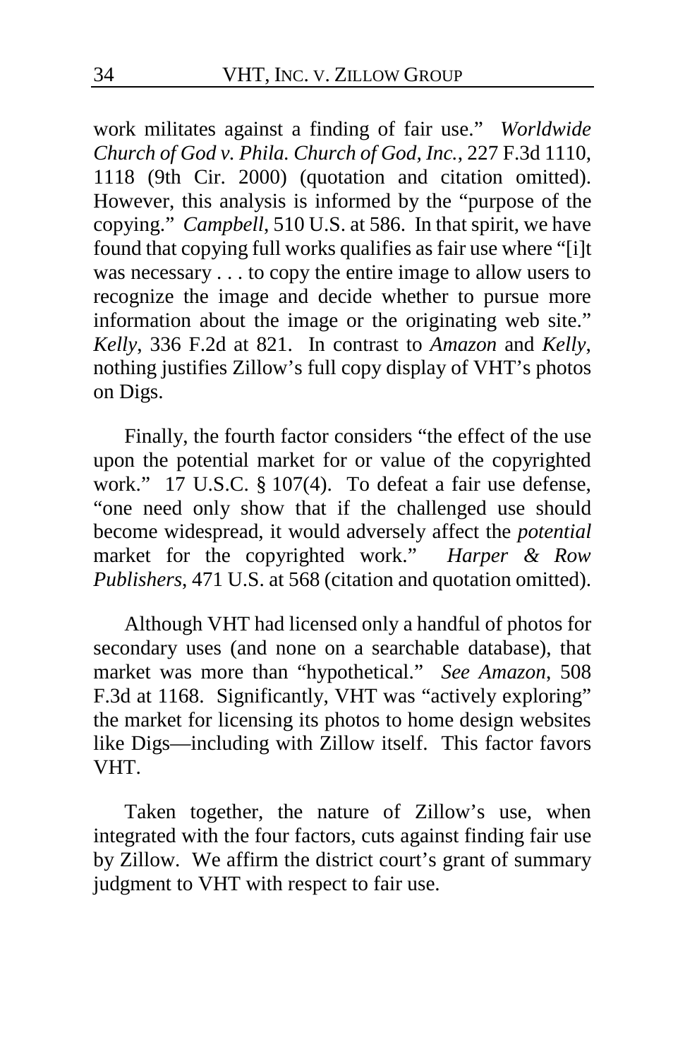work militates against a finding of fair use." *Worldwide Church of God v. Phila. Church of God, Inc.*, 227 F.3d 1110, 1118 (9th Cir. 2000) (quotation and citation omitted). However, this analysis is informed by the "purpose of the copying." *Campbell*, 510 U.S. at 586. In that spirit, we have found that copying full works qualifies as fair use where "[i]t was necessary . . . to copy the entire image to allow users to recognize the image and decide whether to pursue more information about the image or the originating web site." *Kelly*, 336 F.2d at 821. In contrast to *Amazon* and *Kelly*, nothing justifies Zillow's full copy display of VHT's photos on Digs.

Finally, the fourth factor considers "the effect of the use upon the potential market for or value of the copyrighted work." 17 U.S.C. § 107(4). To defeat a fair use defense, "one need only show that if the challenged use should become widespread, it would adversely affect the *potential* market for the copyrighted work." *Harper & Row Publishers*, 471 U.S. at 568 (citation and quotation omitted).

Although VHT had licensed only a handful of photos for secondary uses (and none on a searchable database), that market was more than "hypothetical." *See Amazon*, 508 F.3d at 1168. Significantly, VHT was "actively exploring" the market for licensing its photos to home design websites like Digs—including with Zillow itself. This factor favors VHT.

Taken together, the nature of Zillow's use, when integrated with the four factors, cuts against finding fair use by Zillow. We affirm the district court's grant of summary judgment to VHT with respect to fair use.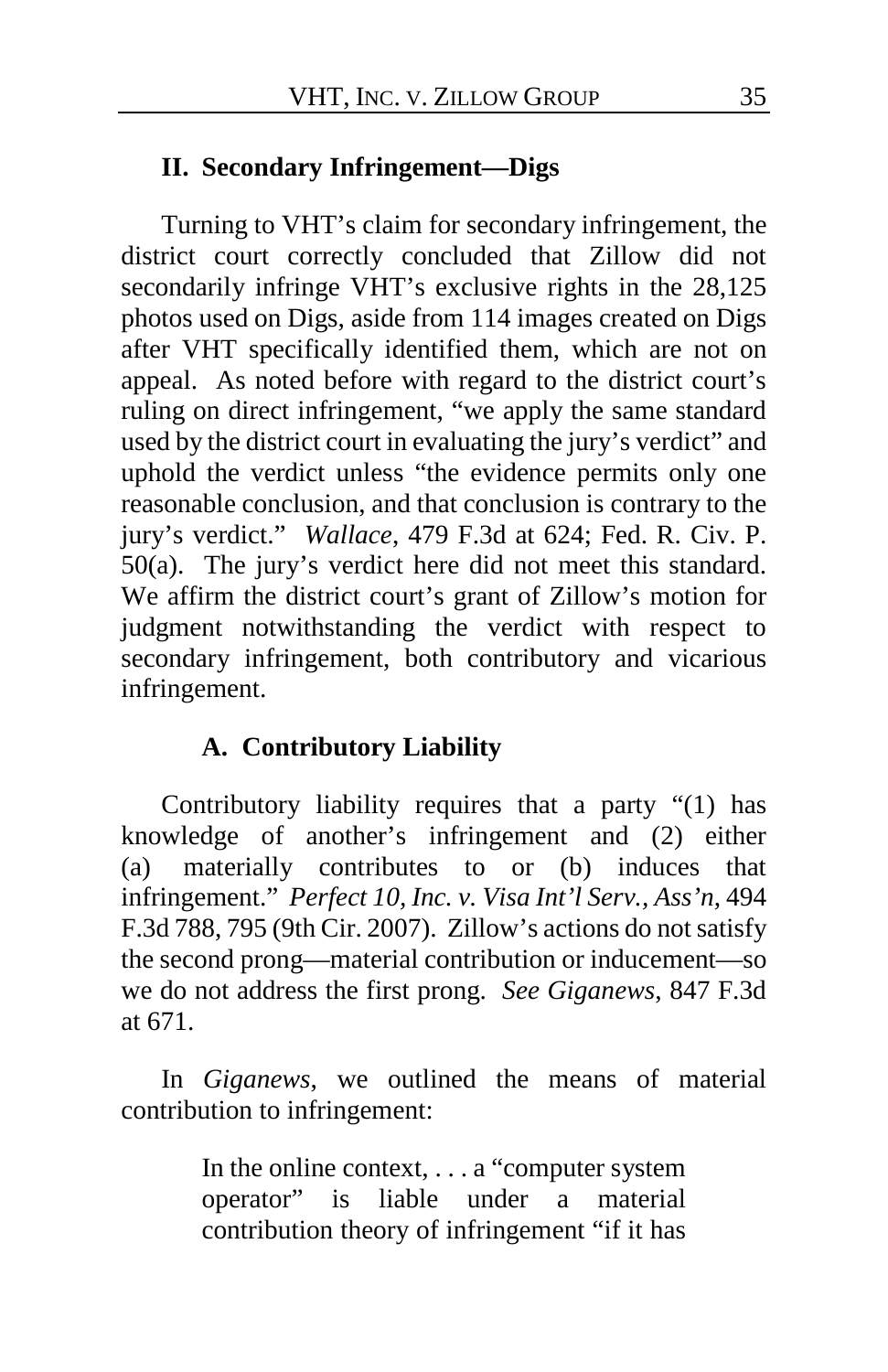## II. Secondary Infringement—Digs

Turning to VHT's claim for secondary infringement, the district court correctly concluded that Zillow did not secondarily infringe VHT's exclusive rights in the 28,125 photos used on Digs, aside from 114 images created on Digs after VHT specifically identified them, which are not on appeal. As noted before with regard to the district court's ruling on direct infringement, "we apply the same standard used by the district court in evaluating the jury's verdict" and uphold the verdict unless "the evidence permits only one reasonable conclusion, and that conclusion is contrary to the jury's verdict." *Wallace*, 479 F.3d at 624; Fed. R. Civ. P. 50(a). The jury's verdict here did not meet this standard. We affirm the district court's grant of Zillow's motion for judgment notwithstanding the verdict with respect to secondary infringement, both contributory and vicarious infringement.

### A. Contributory Liability

Contributory liability requires that a party "(1) has knowledge of another's infringement and (2) either (a) materially contributes to or (b) induces that infringement." *Perfect 10, Inc. v. Visa Int'l Serv., Ass'n*, 494 F.3d 788, 795 (9th Cir. 2007). Zillow's actions do not satisfy the second prong—material contribution or inducement—so we do not address the first prong. *See Giganews*, 847 F.3d at 671.

In *Giganews*, we outlined the means of material contribution to infringement:

> In the online context, . . . a "computer system operator" is liable under a material contribution theory of infringement "if it has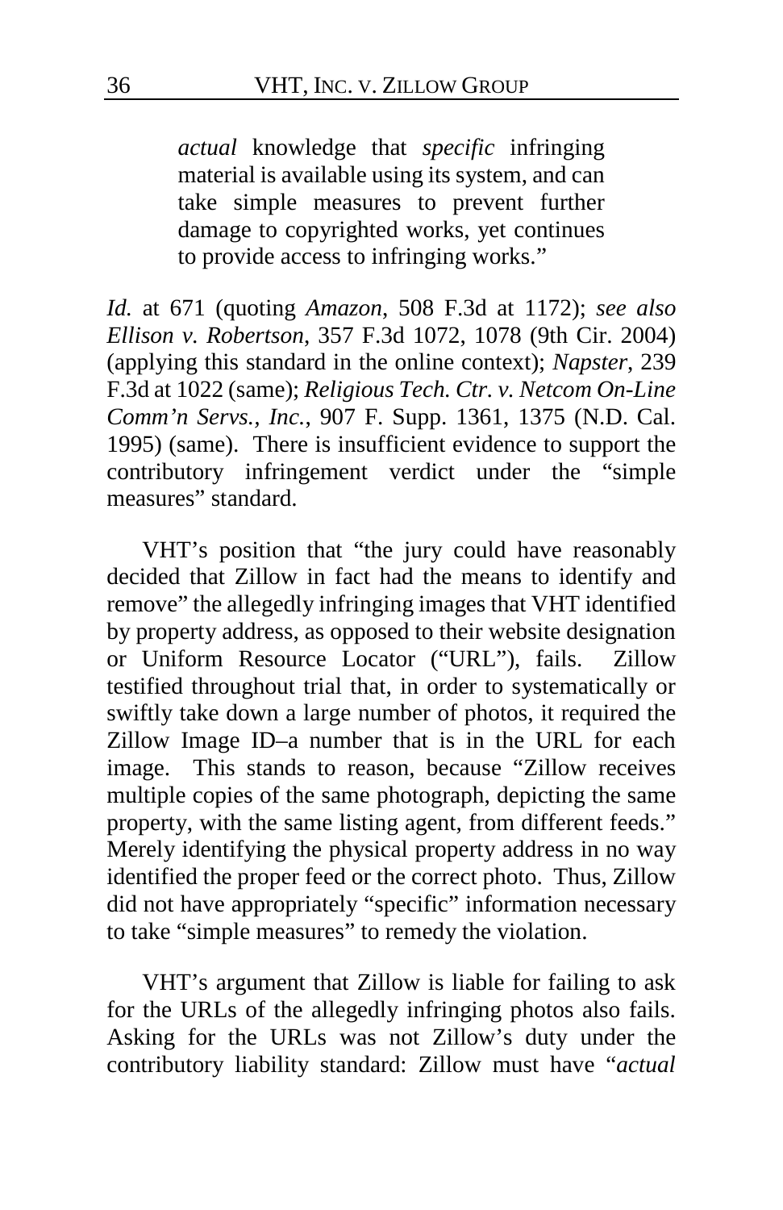> *actual* knowledge that *specific* infringing material is available using its system, and can take simple measures to prevent further damage to copyrighted works, yet continues to provide access to infringing works."

*Id.* at 671 (quoting *Amazon*, 508 F.3d at 1172); *see also Ellison v. Robertson*, 357 F.3d 1072, 1078 (9th Cir. 2004) (applying this standard in the online context); *Napster*, 239 F.3d at 1022 (same); *Religious Tech. Ctr. v. Netcom On-Line Comm'n Servs., Inc.*, 907 F. Supp. 1361, 1375 (N.D. Cal. 1995) (same). There is insufficient evidence to support the contributory infringement verdict under the "simple measures" standard.

VHT's position that "the jury could have reasonably decided that Zillow in fact had the means to identify and remove" the allegedly infringing images that VHT identified by property address, as opposed to their website designation or Uniform Resource Locator ("URL"), fails. Zillow testified throughout trial that, in order to systematically or swiftly take down a large number of photos, it required the Zillow Image ID–a number that is in the URL for each image. This stands to reason, because "Zillow receives multiple copies of the same photograph, depicting the same property, with the same listing agent, from different feeds." Merely identifying the physical property address in no way identified the proper feed or the correct photo. Thus, Zillow did not have appropriately "specific" information necessary to take "simple measures" to remedy the violation.

VHT's argument that Zillow is liable for failing to ask for the URLs of the allegedly infringing photos also fails. Asking for the URLs was not Zillow's duty under the contributory liability standard: Zillow must have "*actual*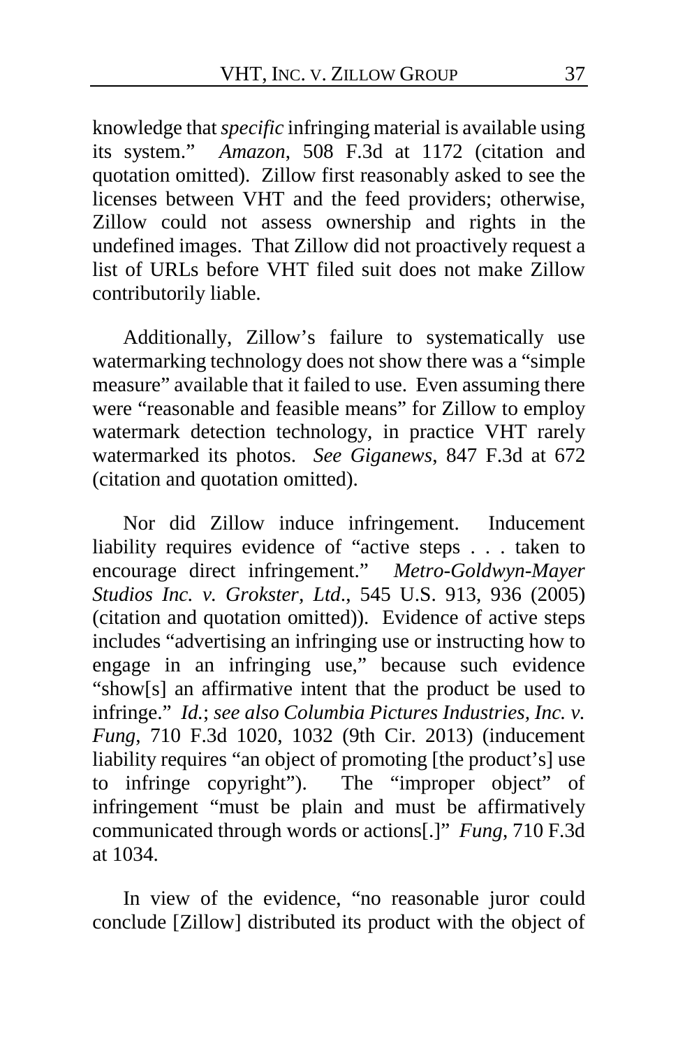knowledge that *specific* infringing material is available using its system." *Amazon*, 508 F.3d at 1172 (citation and quotation omitted). Zillow first reasonably asked to see the licenses between VHT and the feed providers; otherwise, Zillow could not assess ownership and rights in the undefined images. That Zillow did not proactively request a list of URLs before VHT filed suit does not make Zillow contributorily liable.

Additionally, Zillow's failure to systematically use watermarking technology does not show there was a "simple measure" available that it failed to use. Even assuming there were "reasonable and feasible means" for Zillow to employ watermark detection technology, in practice VHT rarely watermarked its photos. *See Giganews*, 847 F.3d at 672 (citation and quotation omitted).

Nor did Zillow induce infringement. Inducement liability requires evidence of "active steps . . . taken to encourage direct infringement." *Metro-Goldwyn-Mayer Studios Inc. v. Grokster, Ltd.*, 545 U.S. 913, 936 (2005) (citation and quotation omitted)). Evidence of active steps includes "advertising an infringing use or instructing how to engage in an infringing use," because such evidence "show[s] an affirmative intent that the product be used to infringe." *Id.*; *see also Columbia Pictures Industries, Inc. v. Fung*, 710 F.3d 1020, 1032 (9th Cir. 2013) (inducement liability requires "an object of promoting [the product's] use to infringe copyright"). The "improper object" of infringement "must be plain and must be affirmatively communicated through words or actions[.]" *Fung*, 710 F.3d at 1034.

In view of the evidence, "no reasonable juror could conclude [Zillow] distributed its product with the object of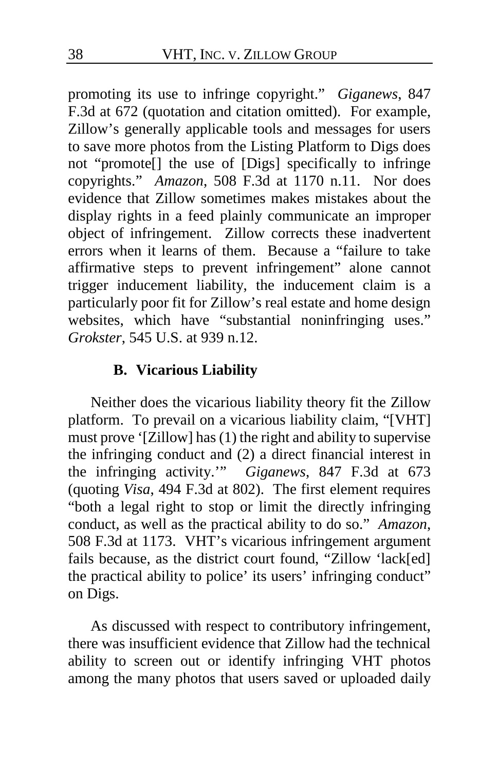promoting its use to infringe copyright." *Giganews*, 847 F.3d at 672 (quotation and citation omitted). For example, Zillow's generally applicable tools and messages for users to save more photos from the Listing Platform to Digs does not "promote[] the use of [Digs] specifically to infringe copyrights." *Amazon*, 508 F.3d at 1170 n.11. Nor does evidence that Zillow sometimes makes mistakes about the display rights in a feed plainly communicate an improper object of infringement. Zillow corrects these inadvertent errors when it learns of them. Because a "failure to take affirmative steps to prevent infringement" alone cannot trigger inducement liability, the inducement claim is a particularly poor fit for Zillow's real estate and home design websites, which have "substantial noninfringing uses." *Grokster*, 545 U.S. at 939 n.12.

### B. Vicarious Liability

Neither does the vicarious liability theory fit the Zillow platform. To prevail on a vicarious liability claim, "[VHT] must prove '[Zillow] has (1) the right and ability to supervise the infringing conduct and (2) a direct financial interest in the infringing activity.'" *Giganews*, 847 F.3d at 673 (quoting *Visa*, 494 F.3d at 802). The first element requires "both a legal right to stop or limit the directly infringing conduct, as well as the practical ability to do so." *Amazon*, 508 F.3d at 1173. VHT's vicarious infringement argument fails because, as the district court found, "Zillow 'lack[ed] the practical ability to police' its users' infringing conduct" on Digs.

As discussed with respect to contributory infringement, there was insufficient evidence that Zillow had the technical ability to screen out or identify infringing VHT photos among the many photos that users saved or uploaded daily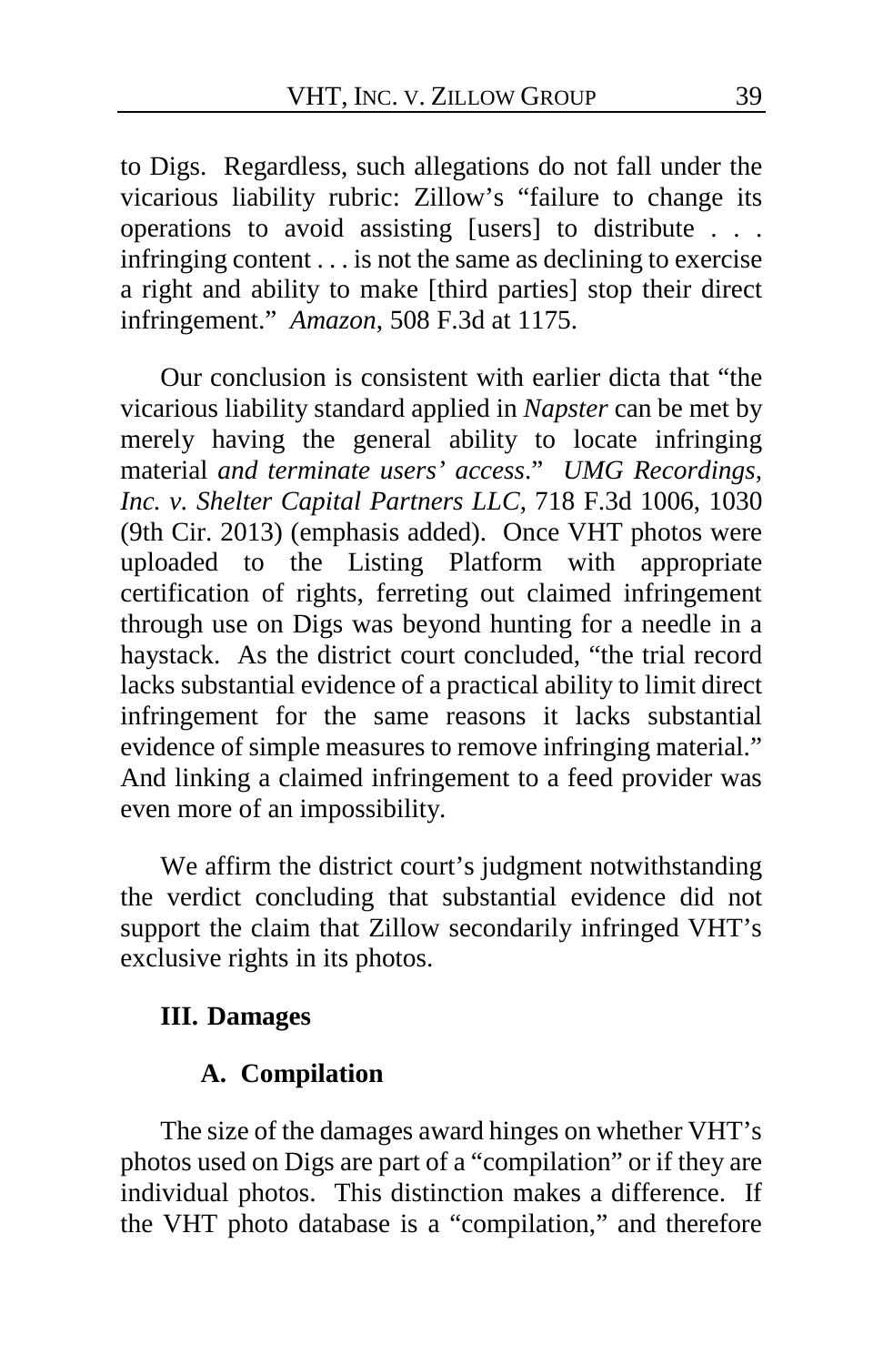to Digs. Regardless, such allegations do not fall under the vicarious liability rubric: Zillow's "failure to change its operations to avoid assisting [users] to distribute . . . infringing content . . . is not the same as declining to exercise a right and ability to make [third parties] stop their direct infringement." *Amazon*, 508 F.3d at 1175.

Our conclusion is consistent with earlier dicta that "the vicarious liability standard applied in *Napster* can be met by merely having the general ability to locate infringing material *and terminate users' access*." *UMG Recordings, Inc. v. Shelter Capital Partners LLC*, 718 F.3d 1006, 1030 (9th Cir. 2013) (emphasis added). Once VHT photos were uploaded to the Listing Platform with appropriate certification of rights, ferreting out claimed infringement through use on Digs was beyond hunting for a needle in a haystack. As the district court concluded, "the trial record lacks substantial evidence of a practical ability to limit direct infringement for the same reasons it lacks substantial evidence of simple measures to remove infringing material." And linking a claimed infringement to a feed provider was even more of an impossibility.

We affirm the district court's judgment notwithstanding the verdict concluding that substantial evidence did not support the claim that Zillow secondarily infringed VHT's exclusive rights in its photos.

## III. Damages

### A. Compilation

The size of the damages award hinges on whether VHT's photos used on Digs are part of a "compilation" or if they are individual photos. This distinction makes a difference. If the VHT photo database is a "compilation," and therefore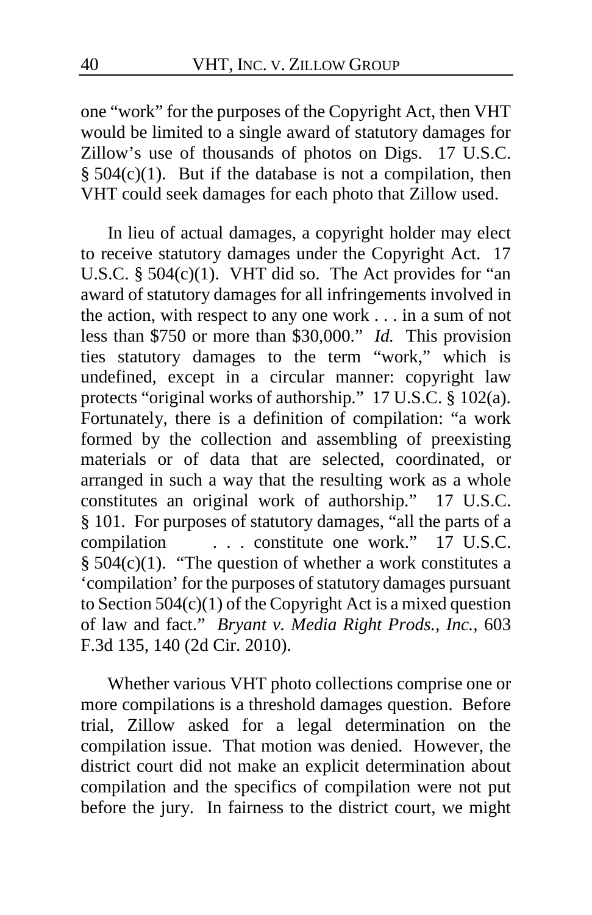one "work" for the purposes of the Copyright Act, then VHT would be limited to a single award of statutory damages for Zillow's use of thousands of photos on Digs. 17 U.S.C. § 504(c)(1). But if the database is not a compilation, then VHT could seek damages for each photo that Zillow used.

In lieu of actual damages, a copyright holder may elect to receive statutory damages under the Copyright Act. 17 U.S.C. § 504(c)(1). VHT did so. The Act provides for "an award of statutory damages for all infringements involved in the action, with respect to any one work . . . in a sum of not less than $750 or more than $30,000." *Id.* This provision ties statutory damages to the term "work," which is undefined, except in a circular manner: copyright law protects "original works of authorship." 17 U.S.C. § 102(a). Fortunately, there is a definition of compilation: "a work formed by the collection and assembling of preexisting materials or of data that are selected, coordinated, or arranged in such a way that the resulting work as a whole constitutes an original work of authorship." 17 U.S.C. § 101. For purposes of statutory damages, "all the parts of a compilation . . . constitute one work." 17 U.S.C. § 504(c)(1). "The question of whether a work constitutes a 'compilation' for the purposes of statutory damages pursuant to Section 504(c)(1) of the Copyright Act is a mixed question of law and fact." *Bryant v. Media Right Prods., Inc.*, 603 F.3d 135, 140 (2d Cir. 2010).

Whether various VHT photo collections comprise one or more compilations is a threshold damages question. Before trial, Zillow asked for a legal determination on the compilation issue. That motion was denied. However, the district court did not make an explicit determination about compilation and the specifics of compilation were not put before the jury. In fairness to the district court, we might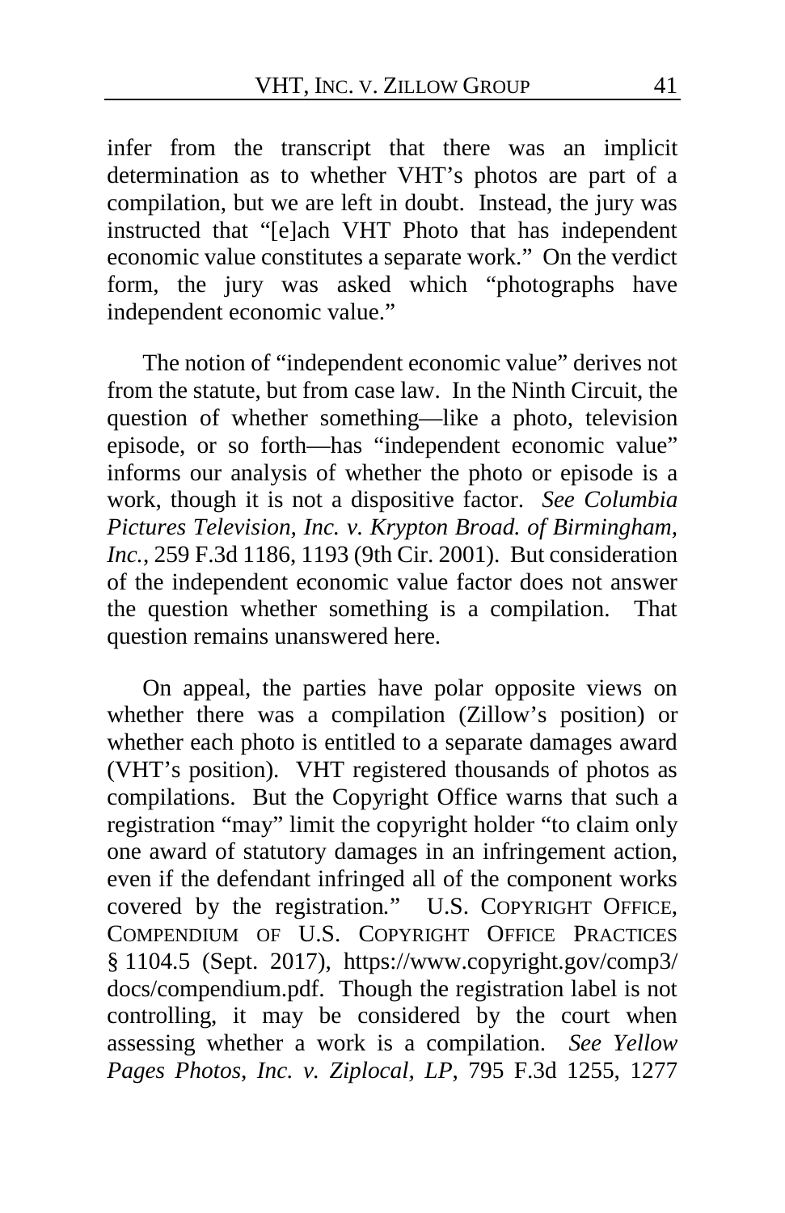infer from the transcript that there was an implicit determination as to whether VHT's photos are part of a compilation, but we are left in doubt. Instead, the jury was instructed that "[e]ach VHT Photo that has independent economic value constitutes a separate work." On the verdict form, the jury was asked which "photographs have independent economic value."

The notion of "independent economic value" derives not from the statute, but from case law. In the Ninth Circuit, the question of whether something—like a photo, television episode, or so forth—has "independent economic value" informs our analysis of whether the photo or episode is a work, though it is not a dispositive factor. *See Columbia Pictures Television, Inc. v. Krypton Broad. of Birmingham, Inc.*, 259 F.3d 1186, 1193 (9th Cir. 2001). But consideration of the independent economic value factor does not answer the question whether something is a compilation. That question remains unanswered here.

On appeal, the parties have polar opposite views on whether there was a compilation (Zillow's position) or whether each photo is entitled to a separate damages award (VHT's position). VHT registered thousands of photos as compilations. But the Copyright Office warns that such a registration "may" limit the copyright holder "to claim only one award of statutory damages in an infringement action, even if the defendant infringed all of the component works covered by the registration." U.S. COPYRIGHT OFFICE, COMPENDIUM OF U.S. COPYRIGHT OFFICE PRACTICES § 1104.5 (Sept. 2017), https://www.copyright.gov/comp3/docs/compendium.pdf. Though the registration label is not controlling, it may be considered by the court when assessing whether a work is a compilation. *See Yellow Pages Photos, Inc. v. Ziplocal, LP*, 795 F.3d 1255, 1277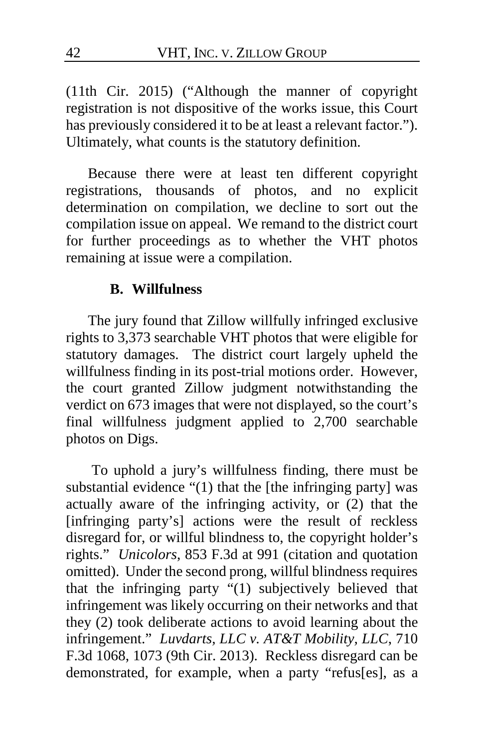(11th Cir. 2015) ("Although the manner of copyright registration is not dispositive of the works issue, this Court has previously considered it to be at least a relevant factor."). Ultimately, what counts is the statutory definition.

Because there were at least ten different copyright registrations, thousands of photos, and no explicit determination on compilation, we decline to sort out the compilation issue on appeal. We remand to the district court for further proceedings as to whether the VHT photos remaining at issue were a compilation.

### B. Willfulness

The jury found that Zillow willfully infringed exclusive rights to 3,373 searchable VHT photos that were eligible for statutory damages. The district court largely upheld the willfulness finding in its post-trial motions order. However, the court granted Zillow judgment notwithstanding the verdict on 673 images that were not displayed, so the court's final willfulness judgment applied to 2,700 searchable photos on Digs.

To uphold a jury's willfulness finding, there must be substantial evidence "(1) that the [the infringing party] was actually aware of the infringing activity, or (2) that the [infringing party's] actions were the result of reckless disregard for, or willful blindness to, the copyright holder's rights." *Unicolors*, 853 F.3d at 991 (citation and quotation omitted). Under the second prong, willful blindness requires that the infringing party "(1) subjectively believed that infringement was likely occurring on their networks and that they (2) took deliberate actions to avoid learning about the infringement." *Luvdarts, LLC v. AT&T Mobility, LLC*, 710 F.3d 1068, 1073 (9th Cir. 2013). Reckless disregard can be demonstrated, for example, when a party "refus[es], as a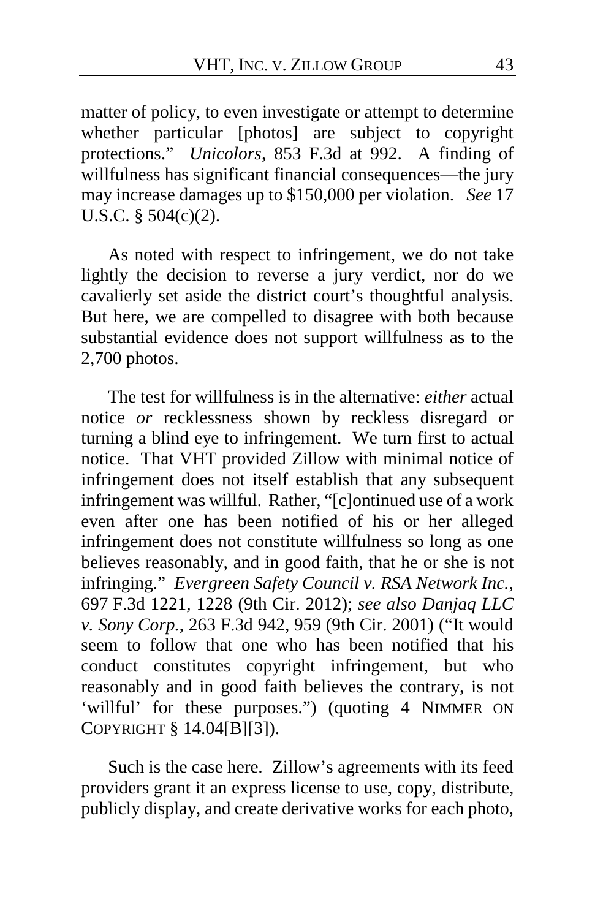matter of policy, to even investigate or attempt to determine whether particular [photos] are subject to copyright protections." *Unicolors*, 853 F.3d at 992. A finding of willfulness has significant financial consequences—the jury may increase damages up to $150,000 per violation. *See* 17 U.S.C. § 504(c)(2).

As noted with respect to infringement, we do not take lightly the decision to reverse a jury verdict, nor do we cavalierly set aside the district court's thoughtful analysis. But here, we are compelled to disagree with both because substantial evidence does not support willfulness as to the 2,700 photos.

The test for willfulness is in the alternative: *either* actual notice *or* recklessness shown by reckless disregard or turning a blind eye to infringement. We turn first to actual notice. That VHT provided Zillow with minimal notice of infringement does not itself establish that any subsequent infringement was willful. Rather, "[c]ontinued use of a work even after one has been notified of his or her alleged infringement does not constitute willfulness so long as one believes reasonably, and in good faith, that he or she is not infringing." *Evergreen Safety Council v. RSA Network Inc.*, 697 F.3d 1221, 1228 (9th Cir. 2012); *see also Danjaq LLC v. Sony Corp.*, 263 F.3d 942, 959 (9th Cir. 2001) ("It would seem to follow that one who has been notified that his conduct constitutes copyright infringement, but who reasonably and in good faith believes the contrary, is not 'willful' for these purposes.") (quoting 4 NIMMER ON COPYRIGHT § 14.04[B][3]).

Such is the case here. Zillow's agreements with its feed providers grant it an express license to use, copy, distribute, publicly display, and create derivative works for each photo,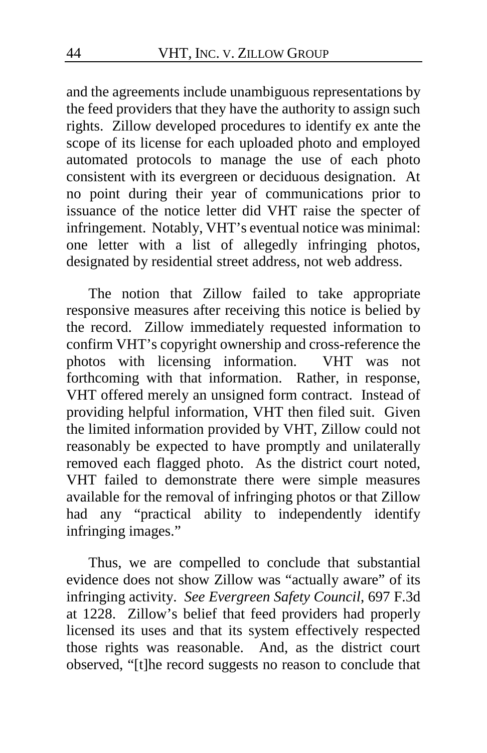and the agreements include unambiguous representations by the feed providers that they have the authority to assign such rights. Zillow developed procedures to identify ex ante the scope of its license for each uploaded photo and employed automated protocols to manage the use of each photo consistent with its evergreen or deciduous designation. At no point during their year of communications prior to issuance of the notice letter did VHT raise the specter of infringement. Notably, VHT's eventual notice was minimal: one letter with a list of allegedly infringing photos, designated by residential street address, not web address.

The notion that Zillow failed to take appropriate responsive measures after receiving this notice is belied by the record. Zillow immediately requested information to confirm VHT's copyright ownership and cross-reference the photos with licensing information. VHT was not forthcoming with that information. Rather, in response, VHT offered merely an unsigned form contract. Instead of providing helpful information, VHT then filed suit. Given the limited information provided by VHT, Zillow could not reasonably be expected to have promptly and unilaterally removed each flagged photo. As the district court noted, VHT failed to demonstrate there were simple measures available for the removal of infringing photos or that Zillow had any "practical ability to independently identify infringing images."

Thus, we are compelled to conclude that substantial evidence does not show Zillow was "actually aware" of its infringing activity. *See Evergreen Safety Council*, 697 F.3d at 1228. Zillow's belief that feed providers had properly licensed its uses and that its system effectively respected those rights was reasonable. And, as the district court observed, "[t]he record suggests no reason to conclude that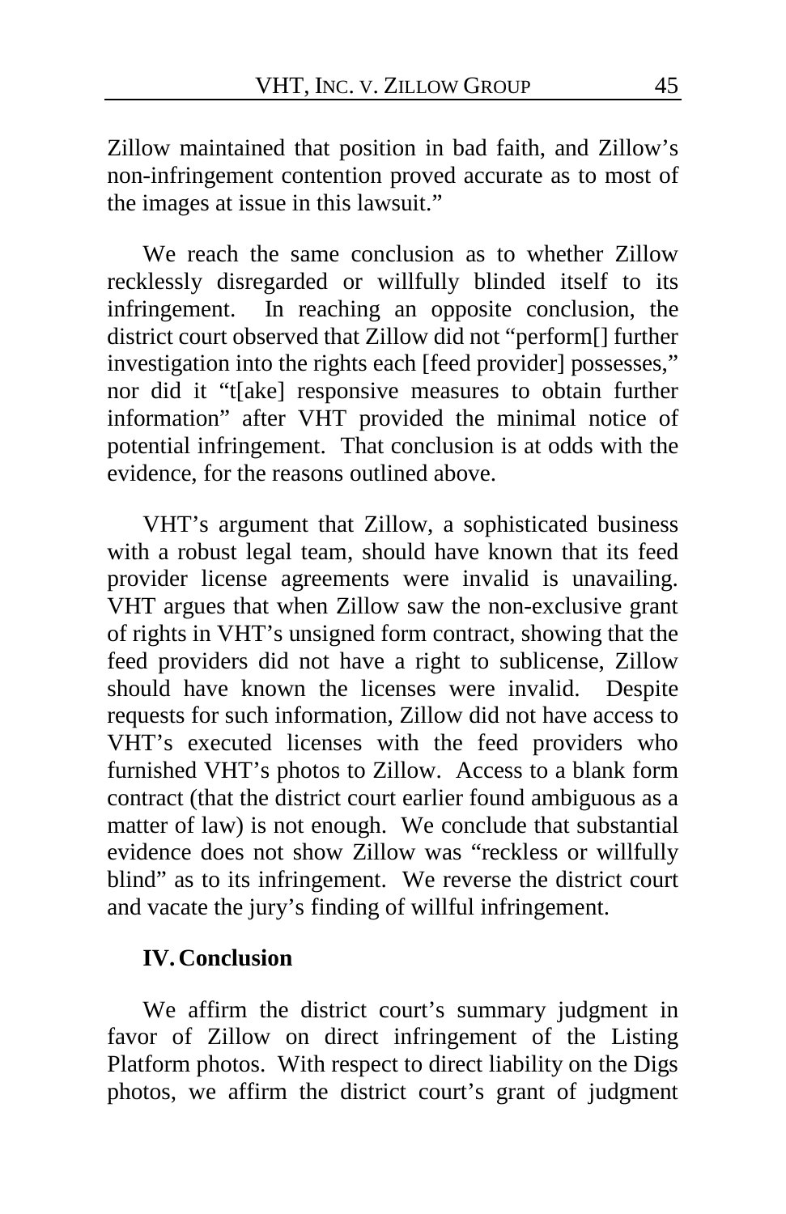Zillow maintained that position in bad faith, and Zillow's non-infringement contention proved accurate as to most of the images at issue in this lawsuit."

We reach the same conclusion as to whether Zillow recklessly disregarded or willfully blinded itself to its infringement. In reaching an opposite conclusion, the district court observed that Zillow did not "perform[] further investigation into the rights each [feed provider] possesses," nor did it "t[ake] responsive measures to obtain further information" after VHT provided the minimal notice of potential infringement. That conclusion is at odds with the evidence, for the reasons outlined above.

VHT's argument that Zillow, a sophisticated business with a robust legal team, should have known that its feed provider license agreements were invalid is unavailing. VHT argues that when Zillow saw the non-exclusive grant of rights in VHT's unsigned form contract, showing that the feed providers did not have a right to sublicense, Zillow should have known the licenses were invalid. Despite requests for such information, Zillow did not have access to VHT's executed licenses with the feed providers who furnished VHT's photos to Zillow. Access to a blank form contract (that the district court earlier found ambiguous as a matter of law) is not enough. We conclude that substantial evidence does not show Zillow was "reckless or willfully blind" as to its infringement. We reverse the district court and vacate the jury's finding of willful infringement.

## IV. Conclusion

We affirm the district court's summary judgment in favor of Zillow on direct infringement of the Listing Platform photos. With respect to direct liability on the Digs photos, we affirm the district court's grant of judgment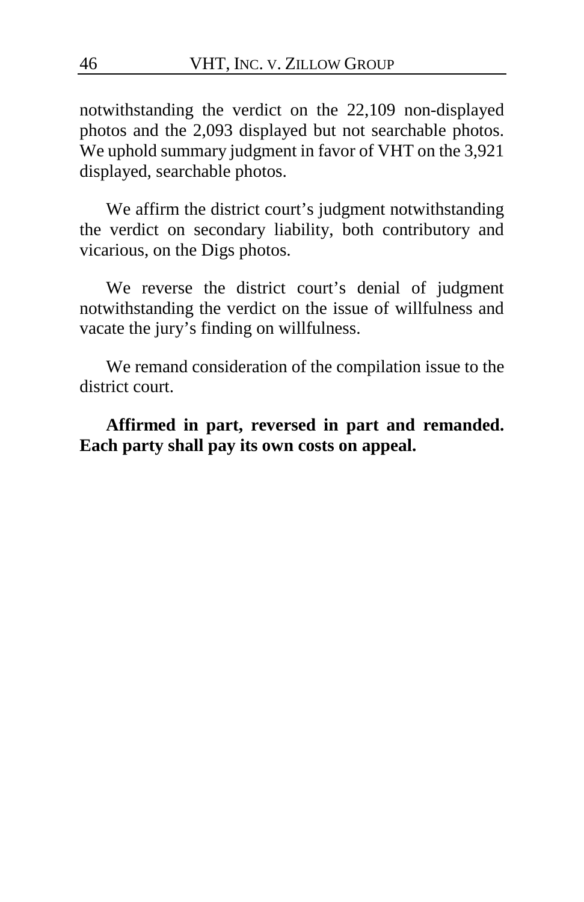notwithstanding the verdict on the 22,109 non-displayed photos and the 2,093 displayed but not searchable photos. We uphold summary judgment in favor of VHT on the 3,921 displayed, searchable photos.

We affirm the district court's judgment notwithstanding the verdict on secondary liability, both contributory and vicarious, on the Digs photos.

We reverse the district court's denial of judgment notwithstanding the verdict on the issue of willfulness and vacate the jury's finding on willfulness.

We remand consideration of the compilation issue to the district court.

**Affirmed in part, reversed in part and remanded. Each party shall pay its own costs on appeal.**